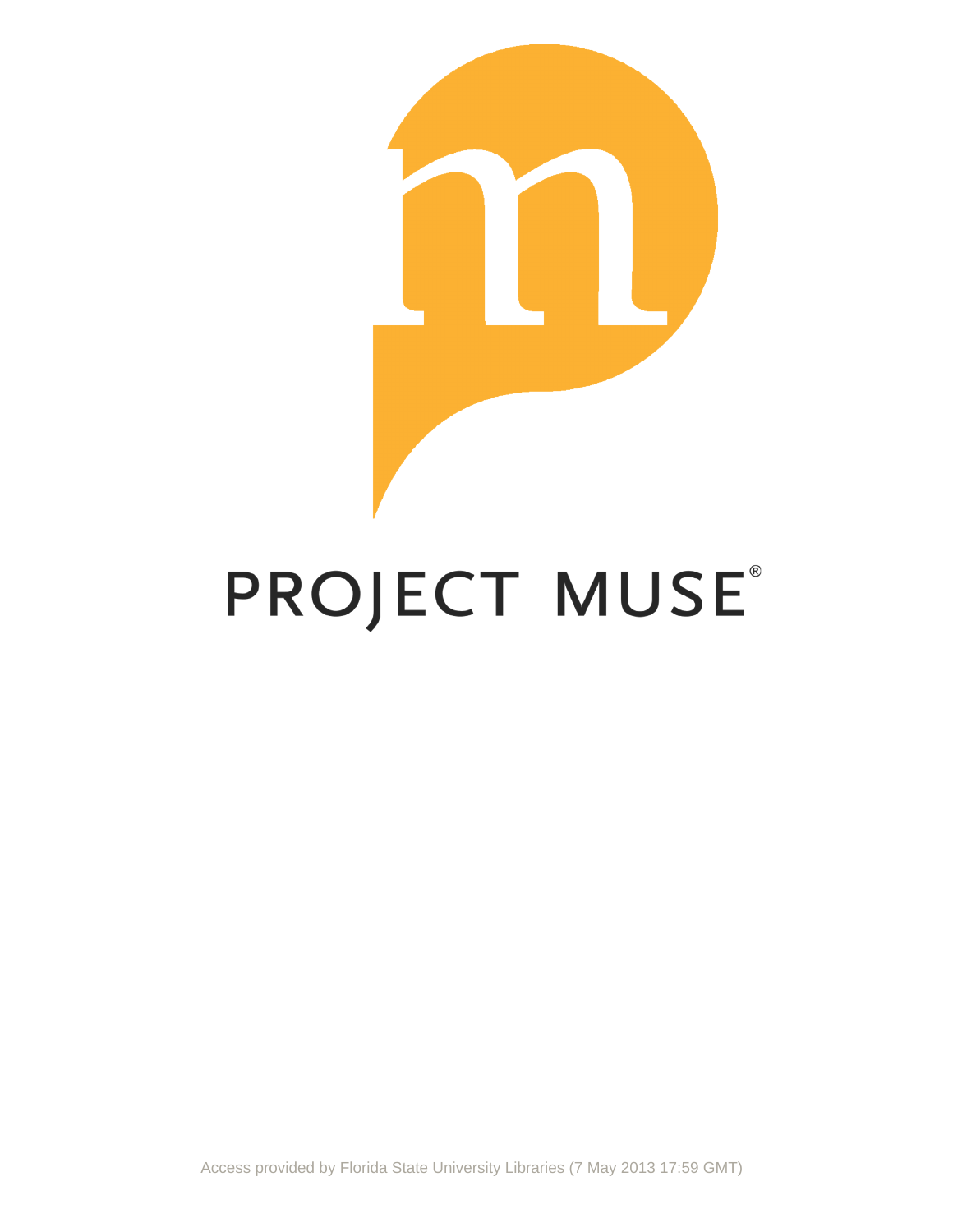PROJECT MUSE®

Access provided by Florida State University Libraries (7 May 2013 17:59 GMT)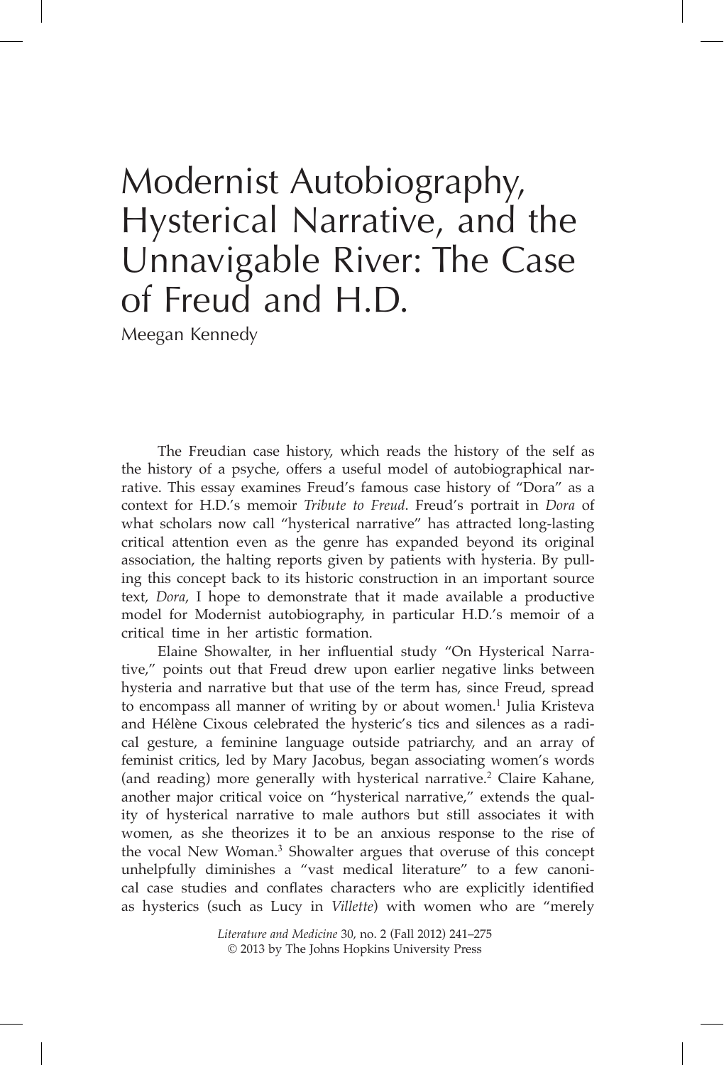# Modernist Autobiography, Hysterical Narrative, and the Unnavigable River: The Case of Freud and H.D.

Meegan Kennedy

The Freudian case history, which reads the history of the self as the history of a psyche, offers a useful model of autobiographical narrative. This essay examines Freud's famous case history of "Dora" as a context for H.D.'s memoir *Tribute to Freud*. Freud's portrait in *Dora* of what scholars now call "hysterical narrative" has attracted long-lasting critical attention even as the genre has expanded beyond its original association, the halting reports given by patients with hysteria. By pulling this concept back to its historic construction in an important source text, *Dora*, I hope to demonstrate that it made available a productive model for Modernist autobiography, in particular H.D.'s memoir of a critical time in her artistic formation.

Elaine Showalter, in her influential study "On Hysterical Narrative," points out that Freud drew upon earlier negative links between hysteria and narrative but that use of the term has, since Freud, spread to encompass all manner of writing by or about women.[1] Julia Kristeva and Hélène Cixous celebrated the hysteric's tics and silences as a radical gesture, a feminine language outside patriarchy, and an array of feminist critics, led by Mary Jacobus, began associating women's words (and reading) more generally with hysterical narrative.[2] Claire Kahane, another major critical voice on "hysterical narrative," extends the quality of hysterical narrative to male authors but still associates it with women, as she theorizes it to be an anxious response to the rise of the vocal New Woman.[3] Showalter argues that overuse of this concept unhelpfully diminishes a "vast medical literature" to a few canonical case studies and conflates characters who are explicitly identified as hysterics (such as Lucy in *Villette*) with women who are "merely

*Literature and Medicine* 30, no. 2 (Fall 2012) 241–275
© 2013 by The Johns Hopkins University Press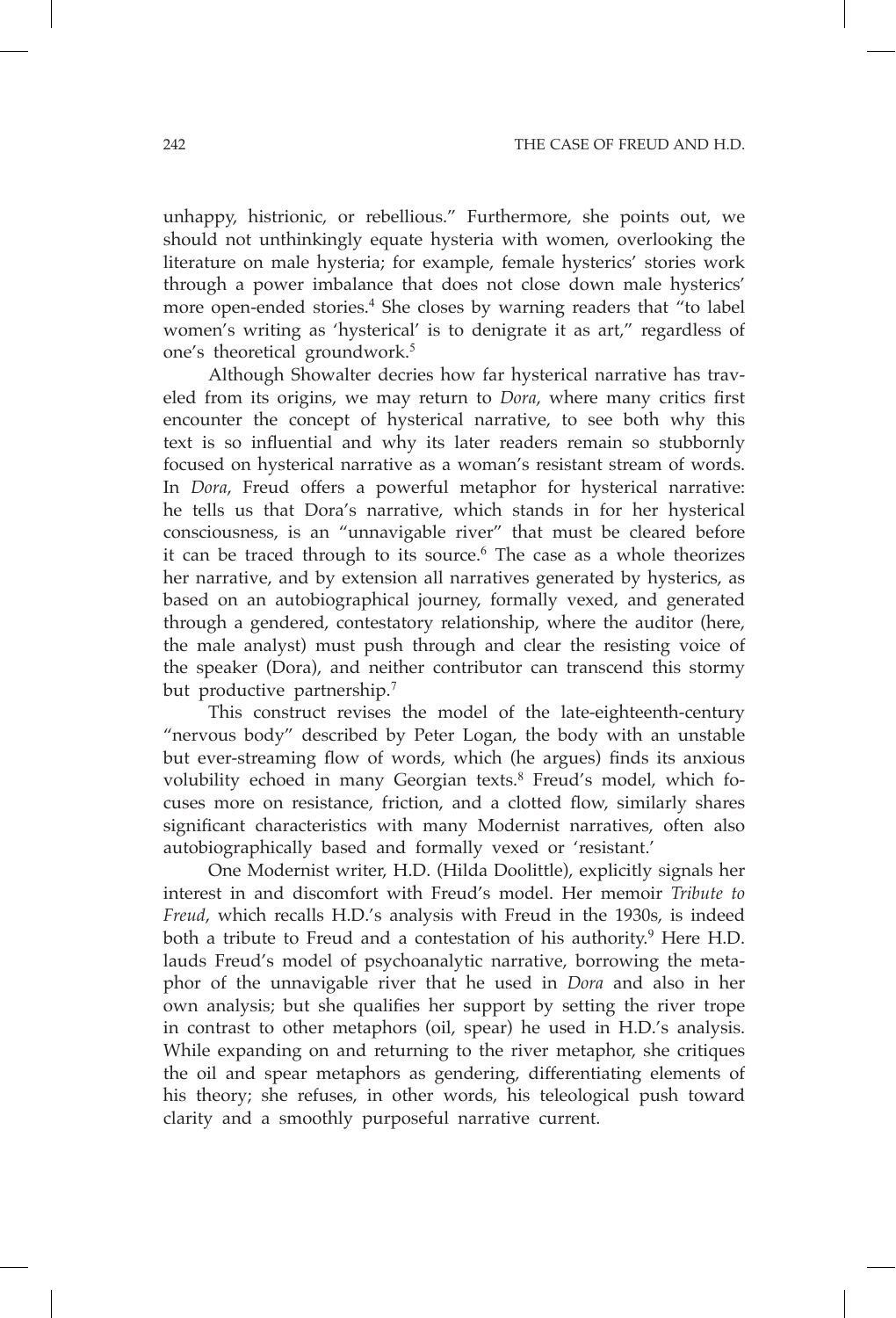unhappy, histrionic, or rebellious." Furthermore, she points out, we should not unthinkingly equate hysteria with women, overlooking the literature on male hysteria; for example, female hysterics' stories work through a power imbalance that does not close down male hysterics' more open-ended stories.[4] She closes by warning readers that "to label women's writing as 'hysterical' is to denigrate it as art," regardless of one's theoretical groundwork.[5]

Although Showalter decries how far hysterical narrative has traveled from its origins, we may return to *Dora*, where many critics first encounter the concept of hysterical narrative, to see both why this text is so influential and why its later readers remain so stubbornly focused on hysterical narrative as a woman's resistant stream of words. In *Dora*, Freud offers a powerful metaphor for hysterical narrative: he tells us that Dora's narrative, which stands in for her hysterical consciousness, is an "unnavigable river" that must be cleared before it can be traced through to its source.[6] The case as a whole theorizes her narrative, and by extension all narratives generated by hysterics, as based on an autobiographical journey, formally vexed, and generated through a gendered, contestatory relationship, where the auditor (here, the male analyst) must push through and clear the resisting voice of the speaker (Dora), and neither contributor can transcend this stormy but productive partnership.[7]

This construct revises the model of the late-eighteenth-century "nervous body" described by Peter Logan, the body with an unstable but ever-streaming flow of words, which (he argues) finds its anxious volubility echoed in many Georgian texts.[8] Freud's model, which focuses more on resistance, friction, and a clotted flow, similarly shares significant characteristics with many Modernist narratives, often also autobiographically based and formally vexed or 'resistant.'

One Modernist writer, H.D. (Hilda Doolittle), explicitly signals her interest in and discomfort with Freud's model. Her memoir *Tribute to Freud*, which recalls H.D.'s analysis with Freud in the 1930s, is indeed both a tribute to Freud and a contestation of his authority.[9] Here H.D. lauds Freud's model of psychoanalytic narrative, borrowing the metaphor of the unnavigable river that he used in *Dora* and also in her own analysis; but she qualifies her support by setting the river trope in contrast to other metaphors (oil, spear) he used in H.D.'s analysis. While expanding on and returning to the river metaphor, she critiques the oil and spear metaphors as gendering, differentiating elements of his theory; she refuses, in other words, his teleological push toward clarity and a smoothly purposeful narrative current.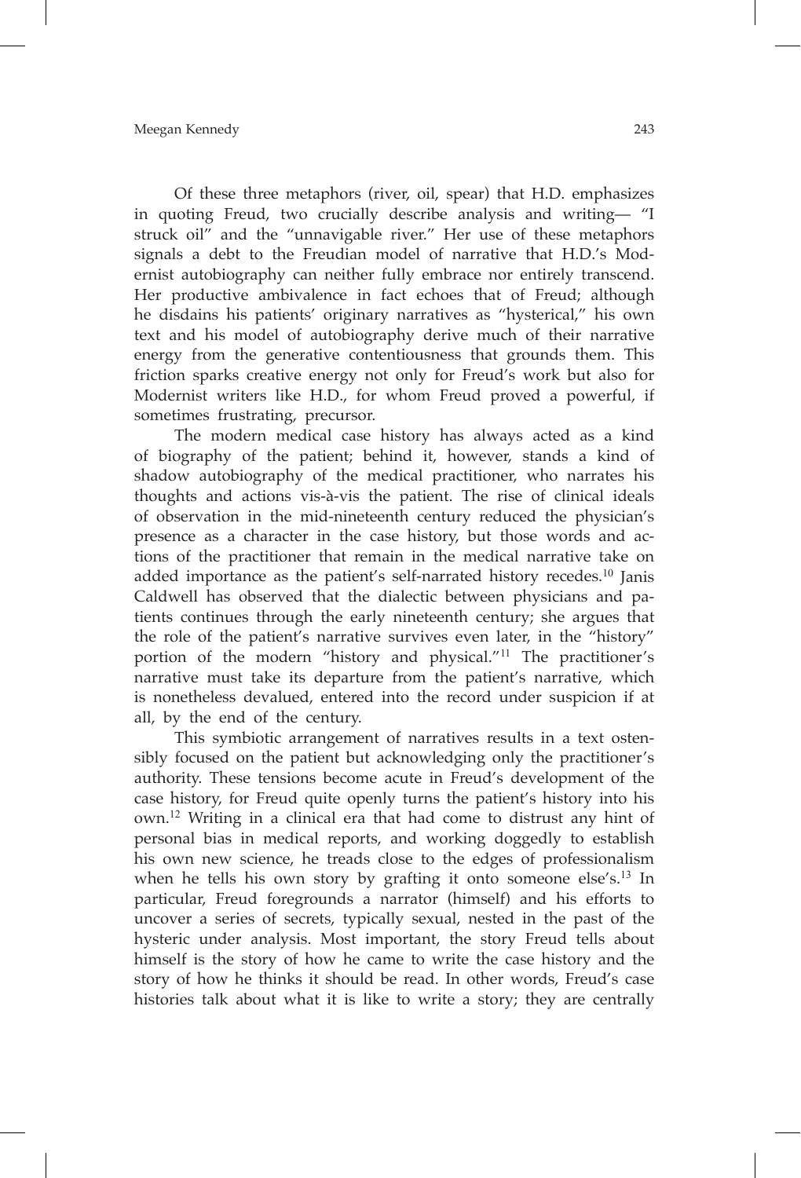Of these three metaphors (river, oil, spear) that H.D. emphasizes in quoting Freud, two crucially describe analysis and writing— "I struck oil" and the "unnavigable river." Her use of these metaphors signals a debt to the Freudian model of narrative that H.D.'s Modernist autobiography can neither fully embrace nor entirely transcend. Her productive ambivalence in fact echoes that of Freud; although he disdains his patients' originary narratives as "hysterical," his own text and his model of autobiography derive much of their narrative energy from the generative contentiousness that grounds them. This friction sparks creative energy not only for Freud's work but also for Modernist writers like H.D., for whom Freud proved a powerful, if sometimes frustrating, precursor.

The modern medical case history has always acted as a kind of biography of the patient; behind it, however, stands a kind of shadow autobiography of the medical practitioner, who narrates his thoughts and actions vis-à-vis the patient. The rise of clinical ideals of observation in the mid-nineteenth century reduced the physician's presence as a character in the case history, but those words and actions of the practitioner that remain in the medical narrative take on added importance as the patient's self-narrated history recedes.[10] Janis Caldwell has observed that the dialectic between physicians and patients continues through the early nineteenth century; she argues that the role of the patient's narrative survives even later, in the "history" portion of the modern "history and physical."[11] The practitioner's narrative must take its departure from the patient's narrative, which is nonetheless devalued, entered into the record under suspicion if at all, by the end of the century.

This symbiotic arrangement of narratives results in a text ostensibly focused on the patient but acknowledging only the practitioner's authority. These tensions become acute in Freud's development of the case history, for Freud quite openly turns the patient's history into his own.[12] Writing in a clinical era that had come to distrust any hint of personal bias in medical reports, and working doggedly to establish his own new science, he treads close to the edges of professionalism when he tells his own story by grafting it onto someone else's.[13] In particular, Freud foregrounds a narrator (himself) and his efforts to uncover a series of secrets, typically sexual, nested in the past of the hysteric under analysis. Most important, the story Freud tells about himself is the story of how he came to write the case history and the story of how he thinks it should be read. In other words, Freud's case histories talk about what it is like to write a story; they are centrally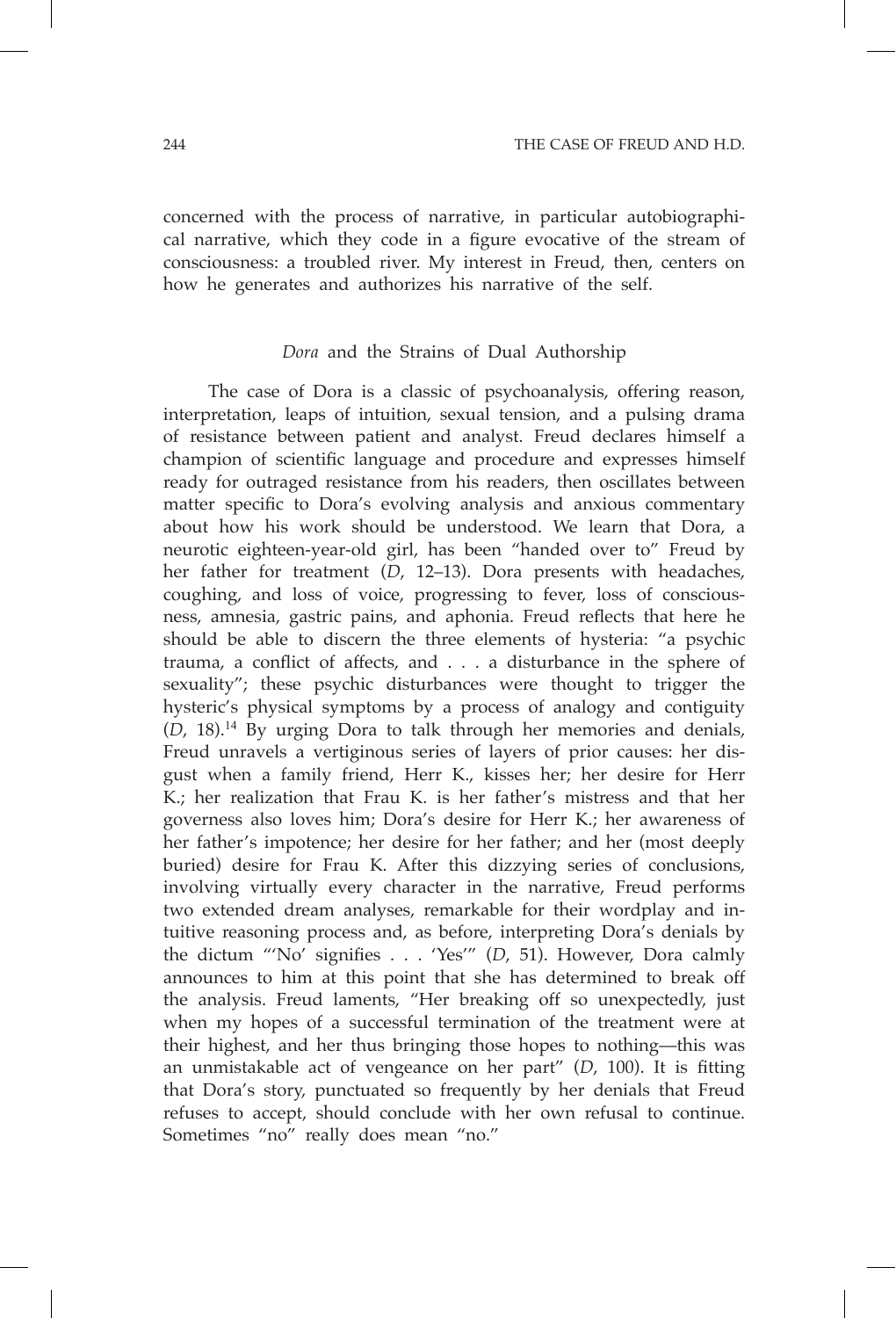concerned with the process of narrative, in particular autobiographical narrative, which they code in a figure evocative of the stream of consciousness: a troubled river. My interest in Freud, then, centers on how he generates and authorizes his narrative of the self.

## *Dora* and the Strains of Dual Authorship

The case of Dora is a classic of psychoanalysis, offering reason, interpretation, leaps of intuition, sexual tension, and a pulsing drama of resistance between patient and analyst. Freud declares himself a champion of scientific language and procedure and expresses himself ready for outraged resistance from his readers, then oscillates between matter specific to Dora's evolving analysis and anxious commentary about how his work should be understood. We learn that Dora, a neurotic eighteen-year-old girl, has been "handed over to" Freud by her father for treatment (*D*, 12–13). Dora presents with headaches, coughing, and loss of voice, progressing to fever, loss of consciousness, amnesia, gastric pains, and aphonia. Freud reflects that here he should be able to discern the three elements of hysteria: "a psychic trauma, a conflict of affects, and . . . a disturbance in the sphere of sexuality"; these psychic disturbances were thought to trigger the hysteric's physical symptoms by a process of analogy and contiguity (*D*, 18).[14] By urging Dora to talk through her memories and denials, Freud unravels a vertiginous series of layers of prior causes: her disgust when a family friend, Herr K., kisses her; her desire for Herr K.; her realization that Frau K. is her father's mistress and that her governess also loves him; Dora's desire for Herr K.; her awareness of her father's impotence; her desire for her father; and her (most deeply buried) desire for Frau K. After this dizzying series of conclusions, involving virtually every character in the narrative, Freud performs two extended dream analyses, remarkable for their wordplay and intuitive reasoning process and, as before, interpreting Dora's denials by the dictum "'No' signifies . . . 'Yes'" (*D*, 51). However, Dora calmly announces to him at this point that she has determined to break off the analysis. Freud laments, "Her breaking off so unexpectedly, just when my hopes of a successful termination of the treatment were at their highest, and her thus bringing those hopes to nothing—this was an unmistakable act of vengeance on her part" (*D*, 100). It is fitting that Dora's story, punctuated so frequently by her denials that Freud refuses to accept, should conclude with her own refusal to continue. Sometimes "no" really does mean "no."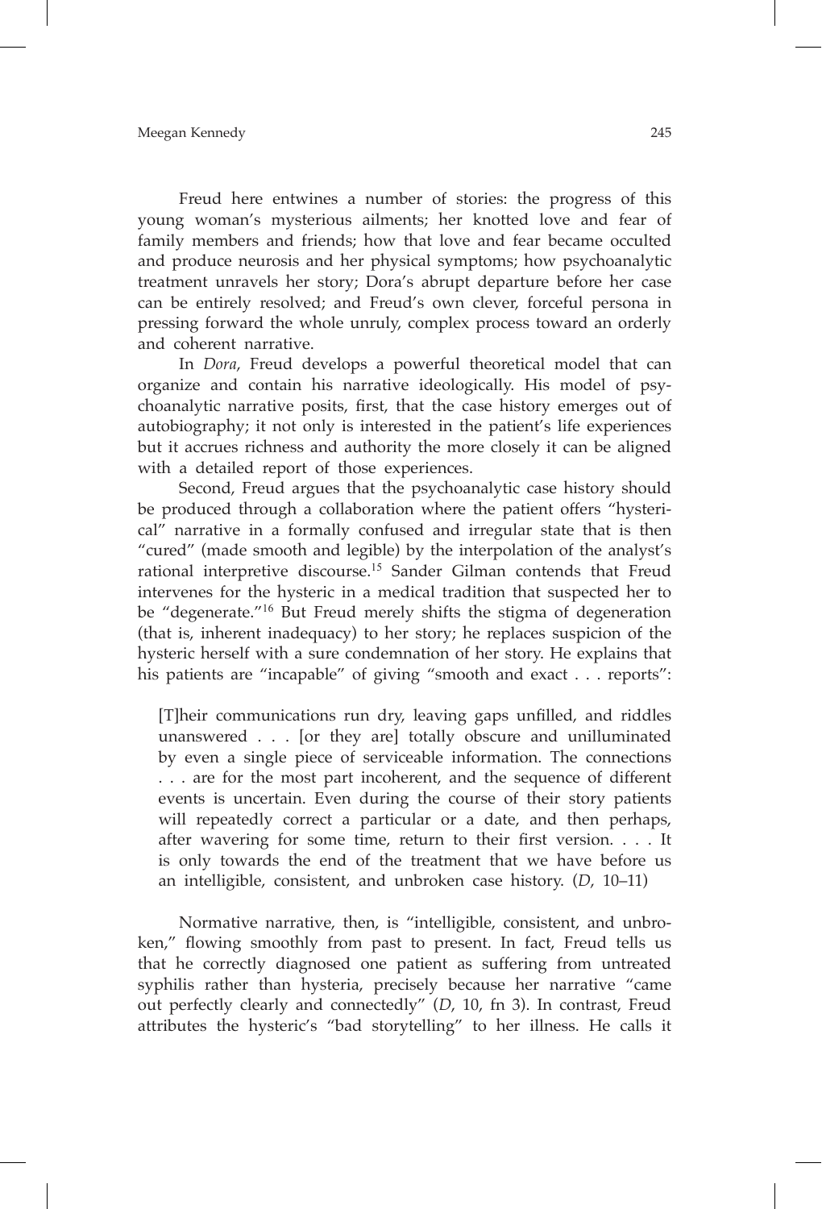Freud here entwines a number of stories: the progress of this young woman's mysterious ailments; her knotted love and fear of family members and friends; how that love and fear became occulted and produce neurosis and her physical symptoms; how psychoanalytic treatment unravels her story; Dora's abrupt departure before her case can be entirely resolved; and Freud's own clever, forceful persona in pressing forward the whole unruly, complex process toward an orderly and coherent narrative.

In *Dora*, Freud develops a powerful theoretical model that can organize and contain his narrative ideologically. His model of psychoanalytic narrative posits, first, that the case history emerges out of autobiography; it not only is interested in the patient's life experiences but it accrues richness and authority the more closely it can be aligned with a detailed report of those experiences.

Second, Freud argues that the psychoanalytic case history should be produced through a collaboration where the patient offers "hysterical" narrative in a formally confused and irregular state that is then "cured" (made smooth and legible) by the interpolation of the analyst's rational interpretive discourse.[15] Sander Gilman contends that Freud intervenes for the hysteric in a medical tradition that suspected her to be "degenerate."[16] But Freud merely shifts the stigma of degeneration (that is, inherent inadequacy) to her story; he replaces suspicion of the hysteric herself with a sure condemnation of her story. He explains that his patients are "incapable" of giving "smooth and exact . . . reports":

> [T]heir communications run dry, leaving gaps unfilled, and riddles unanswered . . . [or they are] totally obscure and unilluminated by even a single piece of serviceable information. The connections . . . are for the most part incoherent, and the sequence of different events is uncertain. Even during the course of their story patients will repeatedly correct a particular or a date, and then perhaps, after wavering for some time, return to their first version. . . . It is only towards the end of the treatment that we have before us an intelligible, consistent, and unbroken case history. (*D*, 10–11)

Normative narrative, then, is "intelligible, consistent, and unbroken," flowing smoothly from past to present. In fact, Freud tells us that he correctly diagnosed one patient as suffering from untreated syphilis rather than hysteria, precisely because her narrative "came out perfectly clearly and connectedly" (*D*, 10, fn 3). In contrast, Freud attributes the hysteric's "bad storytelling" to her illness. He calls it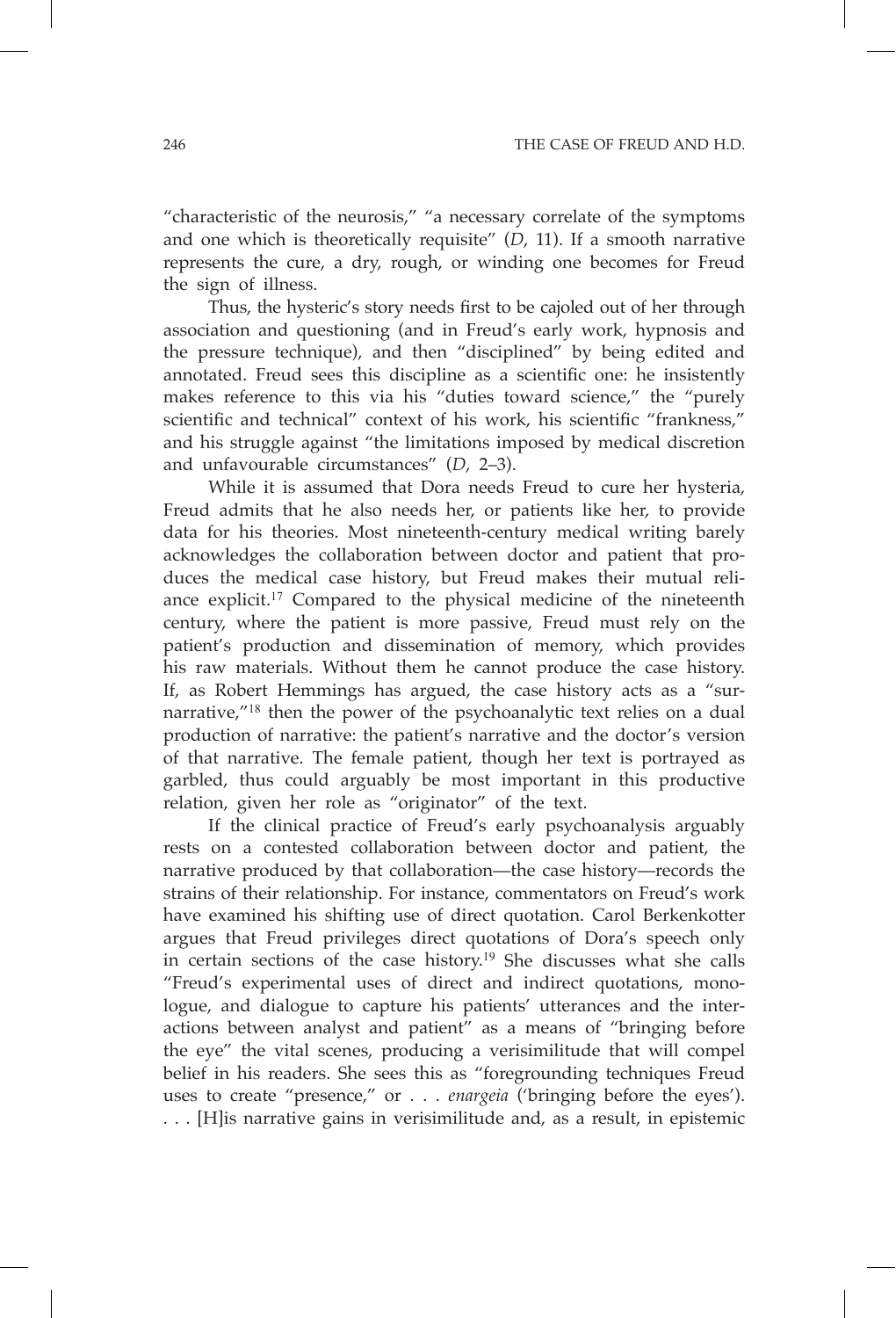"characteristic of the neurosis," "a necessary correlate of the symptoms and one which is theoretically requisite" (*D,* 11). If a smooth narrative represents the cure, a dry, rough, or winding one becomes for Freud the sign of illness.

Thus, the hysteric's story needs first to be cajoled out of her through association and questioning (and in Freud's early work, hypnosis and the pressure technique), and then "disciplined" by being edited and annotated. Freud sees this discipline as a scientific one: he insistently makes reference to this via his "duties toward science," the "purely scientific and technical" context of his work, his scientific "frankness," and his struggle against "the limitations imposed by medical discretion and unfavourable circumstances" (*D,* 2–3).

While it is assumed that Dora needs Freud to cure her hysteria, Freud admits that he also needs her, or patients like her, to provide data for his theories. Most nineteenth-century medical writing barely acknowledges the collaboration between doctor and patient that produces the medical case history, but Freud makes their mutual reliance explicit.[17] Compared to the physical medicine of the nineteenth century, where the patient is more passive, Freud must rely on the patient's production and dissemination of memory, which provides his raw materials. Without them he cannot produce the case history. If, as Robert Hemmings has argued, the case history acts as a "sur-narrative,"[18] then the power of the psychoanalytic text relies on a dual production of narrative: the patient's narrative and the doctor's version of that narrative. The female patient, though her text is portrayed as garbled, thus could arguably be most important in this productive relation, given her role as "originator" of the text.

If the clinical practice of Freud's early psychoanalysis arguably rests on a contested collaboration between doctor and patient, the narrative produced by that collaboration—the case history—records the strains of their relationship. For instance, commentators on Freud's work have examined his shifting use of direct quotation. Carol Berkenkotter argues that Freud privileges direct quotations of Dora's speech only in certain sections of the case history.[19] She discusses what she calls "Freud's experimental uses of direct and indirect quotations, monologue, and dialogue to capture his patients' utterances and the interactions between analyst and patient" as a means of "bringing before the eye" the vital scenes, producing a verisimilitude that will compel belief in his readers. She sees this as "foregrounding techniques Freud uses to create "presence," or . . . *enargeia* ('bringing before the eyes'). . . . [H]is narrative gains in verisimilitude and, as a result, in epistemic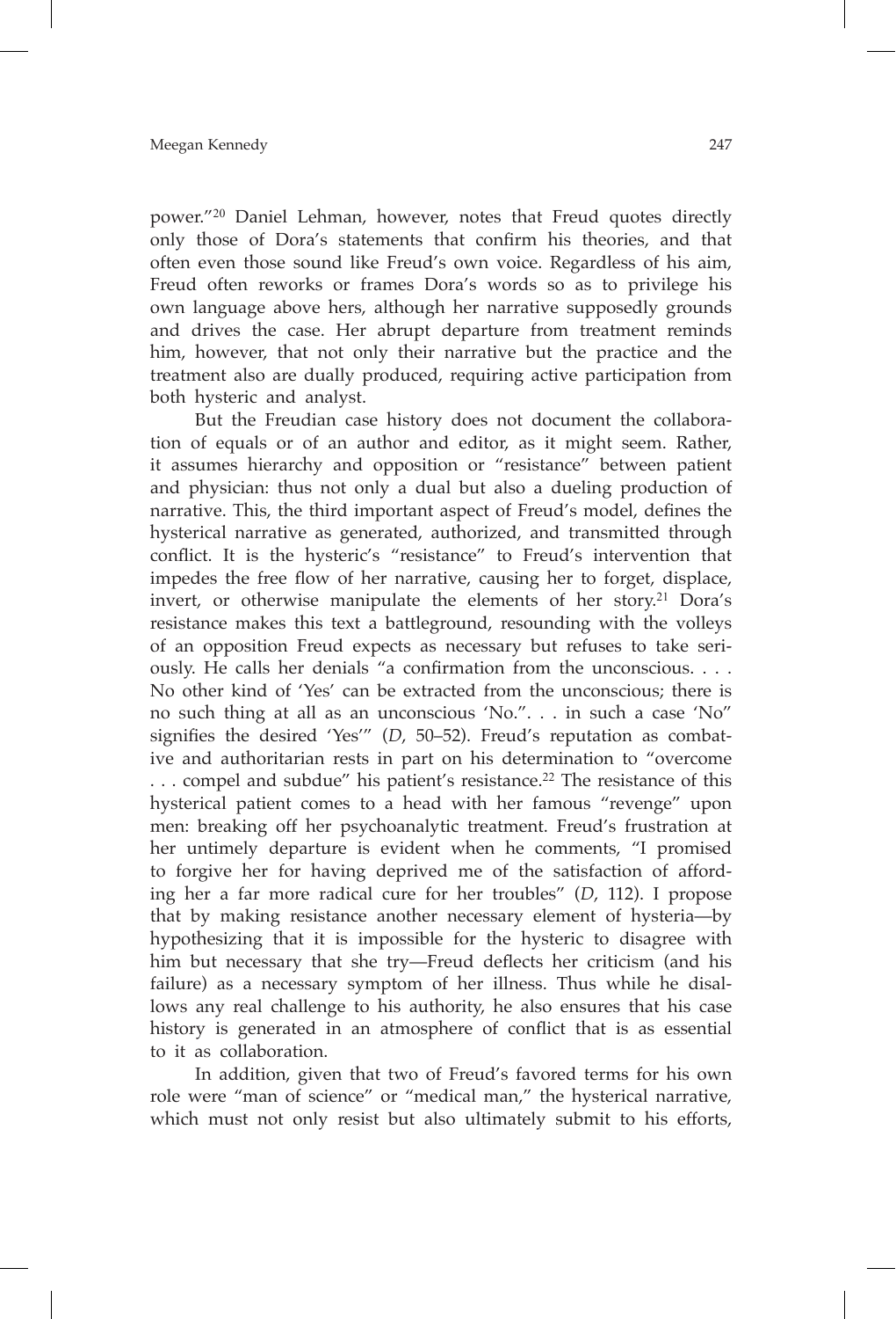power."[20] Daniel Lehman, however, notes that Freud quotes directly only those of Dora's statements that confirm his theories, and that often even those sound like Freud's own voice. Regardless of his aim, Freud often reworks or frames Dora's words so as to privilege his own language above hers, although her narrative supposedly grounds and drives the case. Her abrupt departure from treatment reminds him, however, that not only their narrative but the practice and the treatment also are dually produced, requiring active participation from both hysteric and analyst.

But the Freudian case history does not document the collaboration of equals or of an author and editor, as it might seem. Rather, it assumes hierarchy and opposition or "resistance" between patient and physician: thus not only a dual but also a dueling production of narrative. This, the third important aspect of Freud's model, defines the hysterical narrative as generated, authorized, and transmitted through conflict. It is the hysteric's "resistance" to Freud's intervention that impedes the free flow of her narrative, causing her to forget, displace, invert, or otherwise manipulate the elements of her story.[21] Dora's resistance makes this text a battleground, resounding with the volleys of an opposition Freud expects as necessary but refuses to take seriously. He calls her denials "a confirmation from the unconscious. . . . No other kind of 'Yes' can be extracted from the unconscious; there is no such thing at all as an unconscious 'No.". . . in such a case 'No" signifies the desired 'Yes'" (*D*, 50–52). Freud's reputation as combative and authoritarian rests in part on his determination to "overcome . . . compel and subdue" his patient's resistance.[22] The resistance of this hysterical patient comes to a head with her famous "revenge" upon men: breaking off her psychoanalytic treatment. Freud's frustration at her untimely departure is evident when he comments, "I promised to forgive her for having deprived me of the satisfaction of affording her a far more radical cure for her troubles" (*D*, 112). I propose that by making resistance another necessary element of hysteria—by hypothesizing that it is impossible for the hysteric to disagree with him but necessary that she try—Freud deflects her criticism (and his failure) as a necessary symptom of her illness. Thus while he disallows any real challenge to his authority, he also ensures that his case history is generated in an atmosphere of conflict that is as essential to it as collaboration.

In addition, given that two of Freud's favored terms for his own role were "man of science" or "medical man," the hysterical narrative, which must not only resist but also ultimately submit to his efforts,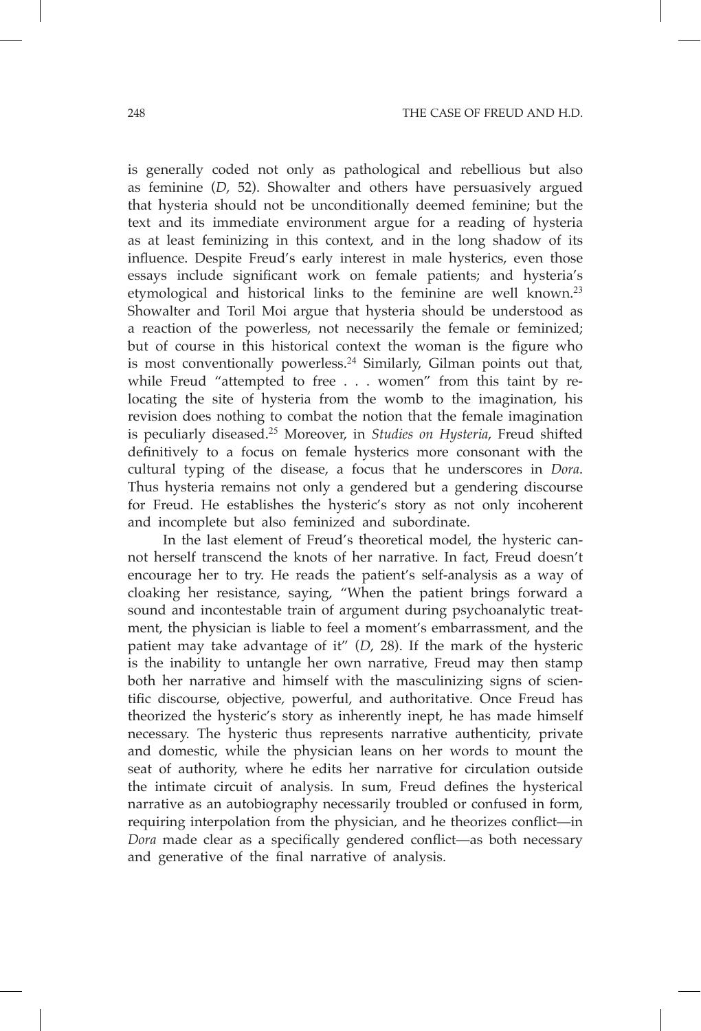is generally coded not only as pathological and rebellious but also as feminine (*D*, 52). Showalter and others have persuasively argued that hysteria should not be unconditionally deemed feminine; but the text and its immediate environment argue for a reading of hysteria as at least feminizing in this context, and in the long shadow of its influence. Despite Freud's early interest in male hysterics, even those essays include significant work on female patients; and hysteria's etymological and historical links to the feminine are well known.[23] Showalter and Toril Moi argue that hysteria should be understood as a reaction of the powerless, not necessarily the female or feminized; but of course in this historical context the woman is the figure who is most conventionally powerless.[24] Similarly, Gilman points out that, while Freud "attempted to free . . . women" from this taint by relocating the site of hysteria from the womb to the imagination, his revision does nothing to combat the notion that the female imagination is peculiarly diseased.[25] Moreover, in *Studies on Hysteria*, Freud shifted definitively to a focus on female hysterics more consonant with the cultural typing of the disease, a focus that he underscores in *Dora*. Thus hysteria remains not only a gendered but a gendering discourse for Freud. He establishes the hysteric's story as not only incoherent and incomplete but also feminized and subordinate.

In the last element of Freud's theoretical model, the hysteric cannot herself transcend the knots of her narrative. In fact, Freud doesn't encourage her to try. He reads the patient's self-analysis as a way of cloaking her resistance, saying, "When the patient brings forward a sound and incontestable train of argument during psychoanalytic treatment, the physician is liable to feel a moment's embarrassment, and the patient may take advantage of it" (*D*, 28). If the mark of the hysteric is the inability to untangle her own narrative, Freud may then stamp both her narrative and himself with the masculinizing signs of scientific discourse, objective, powerful, and authoritative. Once Freud has theorized the hysteric's story as inherently inept, he has made himself necessary. The hysteric thus represents narrative authenticity, private and domestic, while the physician leans on her words to mount the seat of authority, where he edits her narrative for circulation outside the intimate circuit of analysis. In sum, Freud defines the hysterical narrative as an autobiography necessarily troubled or confused in form, requiring interpolation from the physician, and he theorizes conflict—in *Dora* made clear as a specifically gendered conflict—as both necessary and generative of the final narrative of analysis.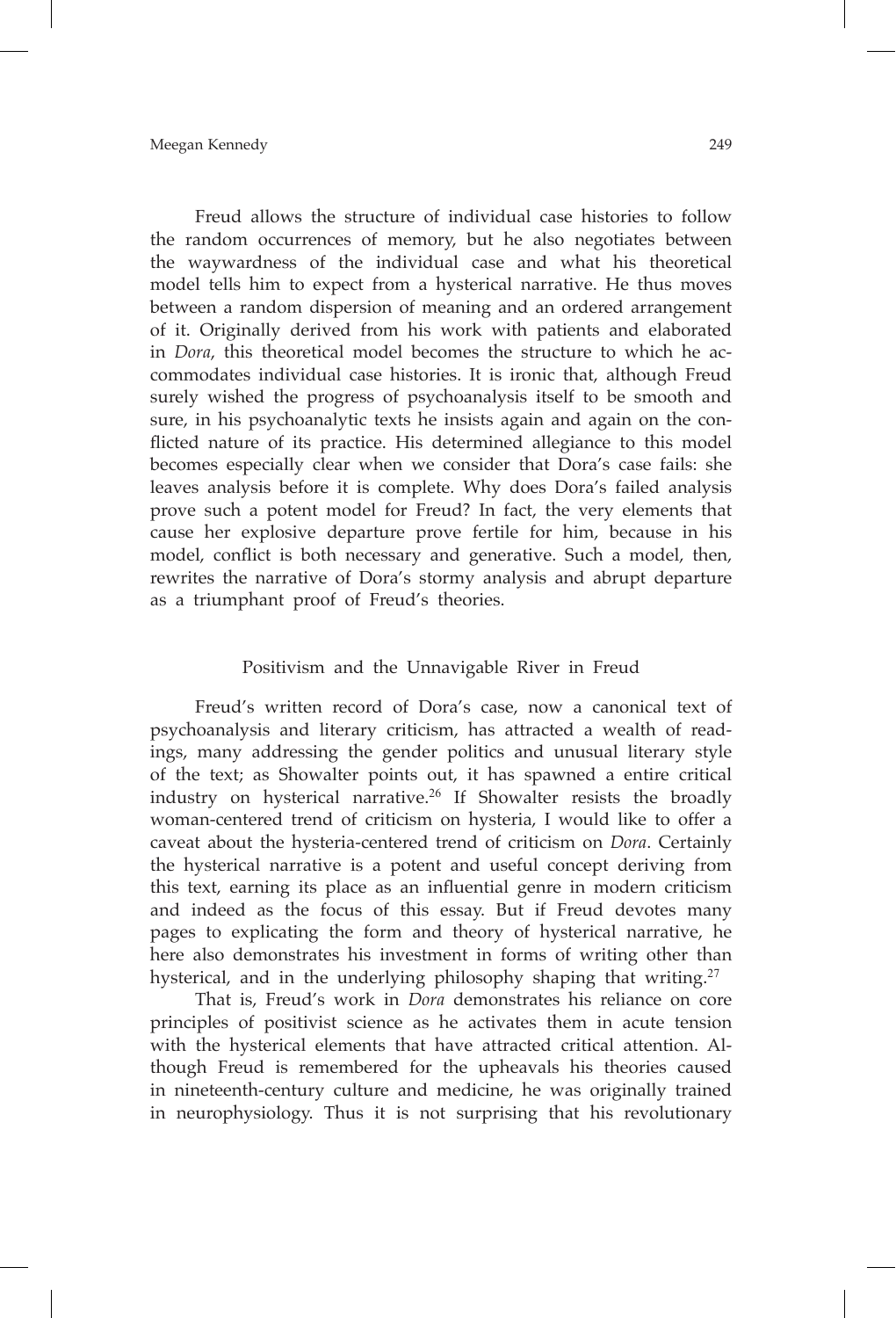Freud allows the structure of individual case histories to follow the random occurrences of memory, but he also negotiates between the waywardness of the individual case and what his theoretical model tells him to expect from a hysterical narrative. He thus moves between a random dispersion of meaning and an ordered arrangement of it. Originally derived from his work with patients and elaborated in *Dora*, this theoretical model becomes the structure to which he accommodates individual case histories. It is ironic that, although Freud surely wished the progress of psychoanalysis itself to be smooth and sure, in his psychoanalytic texts he insists again and again on the conflicted nature of its practice. His determined allegiance to this model becomes especially clear when we consider that Dora's case fails: she leaves analysis before it is complete. Why does Dora's failed analysis prove such a potent model for Freud? In fact, the very elements that cause her explosive departure prove fertile for him, because in his model, conflict is both necessary and generative. Such a model, then, rewrites the narrative of Dora's stormy analysis and abrupt departure as a triumphant proof of Freud's theories.

## Positivism and the Unnavigable River in Freud

Freud's written record of Dora's case, now a canonical text of psychoanalysis and literary criticism, has attracted a wealth of readings, many addressing the gender politics and unusual literary style of the text; as Showalter points out, it has spawned a entire critical industry on hysterical narrative.[26] If Showalter resists the broadly woman-centered trend of criticism on hysteria, I would like to offer a caveat about the hysteria-centered trend of criticism on *Dora*. Certainly the hysterical narrative is a potent and useful concept deriving from this text, earning its place as an influential genre in modern criticism and indeed as the focus of this essay. But if Freud devotes many pages to explicating the form and theory of hysterical narrative, he here also demonstrates his investment in forms of writing other than hysterical, and in the underlying philosophy shaping that writing.[27]

That is, Freud's work in *Dora* demonstrates his reliance on core principles of positivist science as he activates them in acute tension with the hysterical elements that have attracted critical attention. Although Freud is remembered for the upheavals his theories caused in nineteenth-century culture and medicine, he was originally trained in neurophysiology. Thus it is not surprising that his revolutionary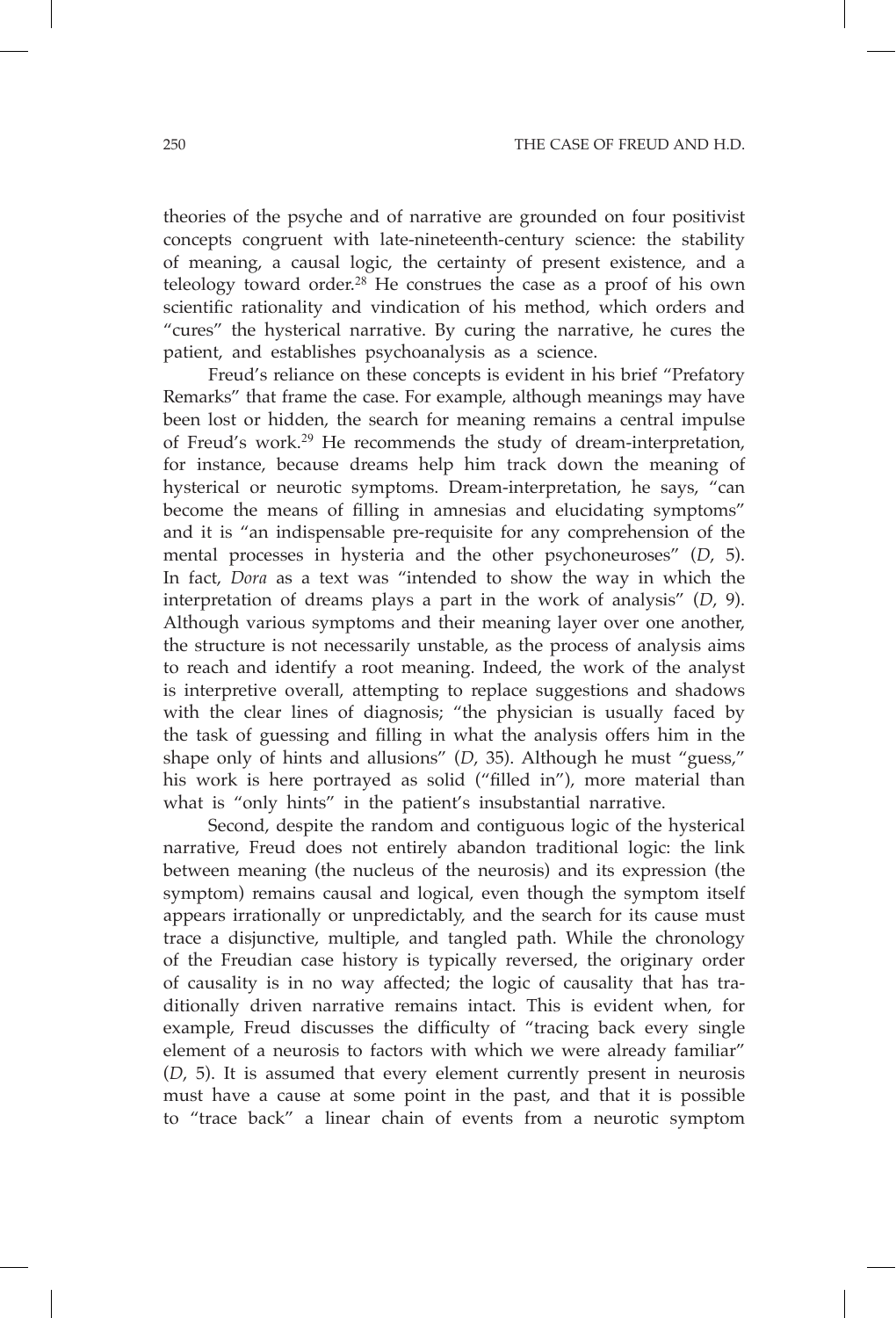theories of the psyche and of narrative are grounded on four positivist concepts congruent with late-nineteenth-century science: the stability of meaning, a causal logic, the certainty of present existence, and a teleology toward order.[28] He construes the case as a proof of his own scientific rationality and vindication of his method, which orders and "cures" the hysterical narrative. By curing the narrative, he cures the patient, and establishes psychoanalysis as a science.

Freud's reliance on these concepts is evident in his brief "Prefatory Remarks" that frame the case. For example, although meanings may have been lost or hidden, the search for meaning remains a central impulse of Freud's work.[29] He recommends the study of dream-interpretation, for instance, because dreams help him track down the meaning of hysterical or neurotic symptoms. Dream-interpretation, he says, "can become the means of filling in amnesias and elucidating symptoms" and it is "an indispensable pre-requisite for any comprehension of the mental processes in hysteria and the other psychoneuroses" (*D*, 5). In fact, *Dora* as a text was "intended to show the way in which the interpretation of dreams plays a part in the work of analysis" (*D*, 9). Although various symptoms and their meaning layer over one another, the structure is not necessarily unstable, as the process of analysis aims to reach and identify a root meaning. Indeed, the work of the analyst is interpretive overall, attempting to replace suggestions and shadows with the clear lines of diagnosis; "the physician is usually faced by the task of guessing and filling in what the analysis offers him in the shape only of hints and allusions" (*D*, 35). Although he must "guess," his work is here portrayed as solid ("filled in"), more material than what is "only hints" in the patient's insubstantial narrative.

Second, despite the random and contiguous logic of the hysterical narrative, Freud does not entirely abandon traditional logic: the link between meaning (the nucleus of the neurosis) and its expression (the symptom) remains causal and logical, even though the symptom itself appears irrationally or unpredictably, and the search for its cause must trace a disjunctive, multiple, and tangled path. While the chronology of the Freudian case history is typically reversed, the originary order of causality is in no way affected; the logic of causality that has traditionally driven narrative remains intact. This is evident when, for example, Freud discusses the difficulty of "tracing back every single element of a neurosis to factors with which we were already familiar" (*D*, 5). It is assumed that every element currently present in neurosis must have a cause at some point in the past, and that it is possible to "trace back" a linear chain of events from a neurotic symptom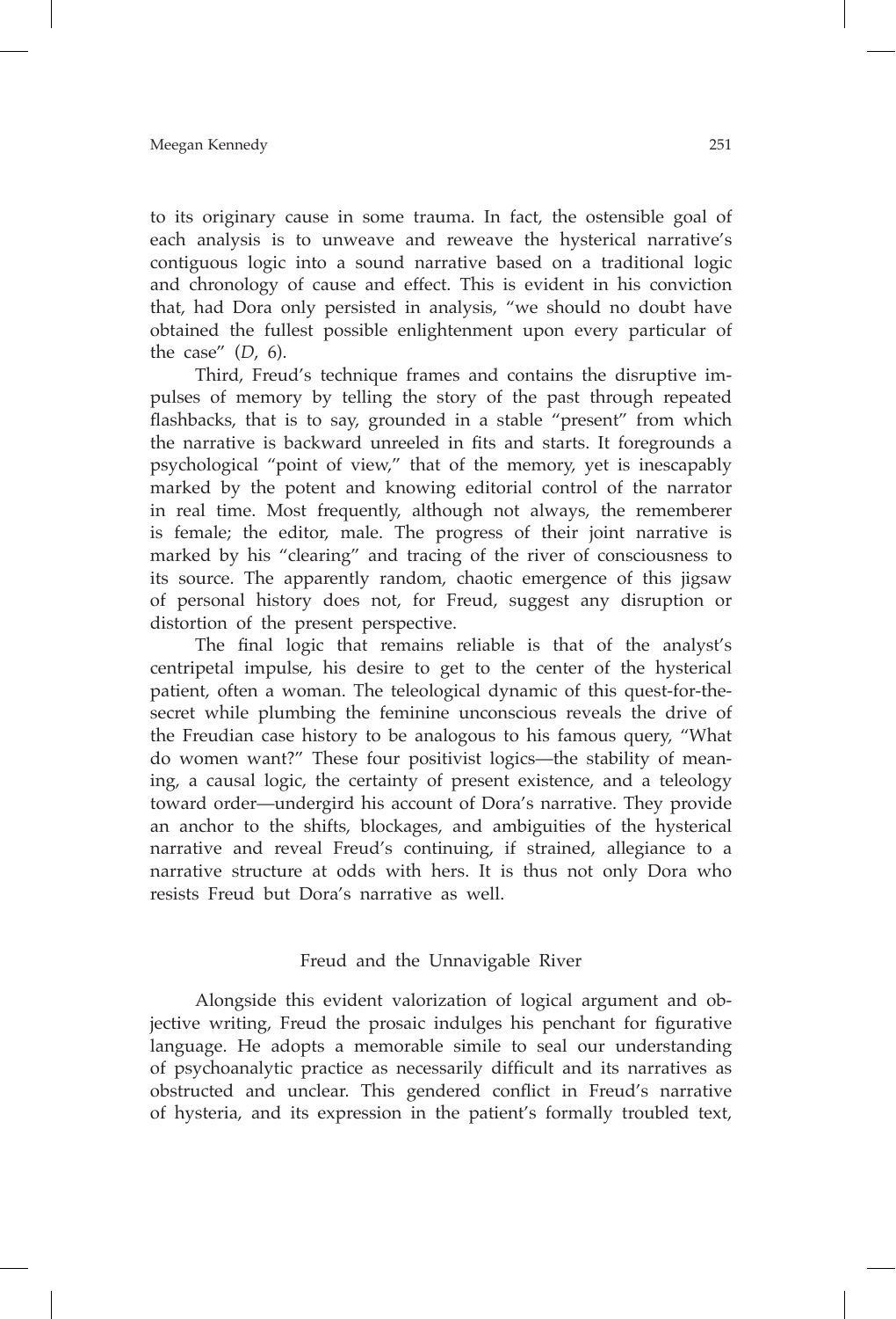to its originary cause in some trauma. In fact, the ostensible goal of each analysis is to unweave and reweave the hysterical narrative's contiguous logic into a sound narrative based on a traditional logic and chronology of cause and effect. This is evident in his conviction that, had Dora only persisted in analysis, "we should no doubt have obtained the fullest possible enlightenment upon every particular of the case" (*D*, 6).

Third, Freud's technique frames and contains the disruptive impulses of memory by telling the story of the past through repeated flashbacks, that is to say, grounded in a stable "present" from which the narrative is backward unreeled in fits and starts. It foregrounds a psychological "point of view," that of the memory, yet is inescapably marked by the potent and knowing editorial control of the narrator in real time. Most frequently, although not always, the rememberer is female; the editor, male. The progress of their joint narrative is marked by his "clearing" and tracing of the river of consciousness to its source. The apparently random, chaotic emergence of this jigsaw of personal history does not, for Freud, suggest any disruption or distortion of the present perspective.

The final logic that remains reliable is that of the analyst's centripetal impulse, his desire to get to the center of the hysterical patient, often a woman. The teleological dynamic of this quest-for-the-secret while plumbing the feminine unconscious reveals the drive of the Freudian case history to be analogous to his famous query, "What do women want?" These four positivist logics—the stability of meaning, a causal logic, the certainty of present existence, and a teleology toward order—undergird his account of Dora's narrative. They provide an anchor to the shifts, blockages, and ambiguities of the hysterical narrative and reveal Freud's continuing, if strained, allegiance to a narrative structure at odds with hers. It is thus not only Dora who resists Freud but Dora's narrative as well.

## Freud and the Unnavigable River

Alongside this evident valorization of logical argument and objective writing, Freud the prosaic indulges his penchant for figurative language. He adopts a memorable simile to seal our understanding of psychoanalytic practice as necessarily difficult and its narratives as obstructed and unclear. This gendered conflict in Freud's narrative of hysteria, and its expression in the patient's formally troubled text,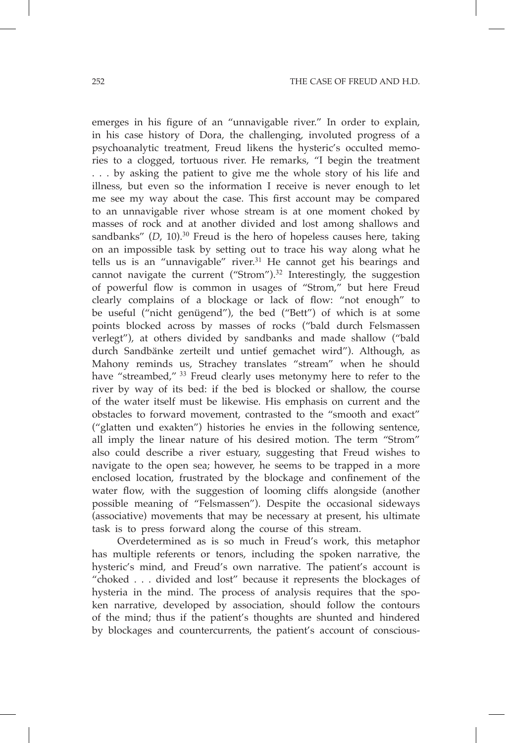emerges in his figure of an "unnavigable river." In order to explain, in his case history of Dora, the challenging, involuted progress of a psychoanalytic treatment, Freud likens the hysteric's occulted memories to a clogged, tortuous river. He remarks, "I begin the treatment . . . by asking the patient to give me the whole story of his life and illness, but even so the information I receive is never enough to let me see my way about the case. This first account may be compared to an unnavigable river whose stream is at one moment choked by masses of rock and at another divided and lost among shallows and sandbanks" (*D*, 10).[30] Freud is the hero of hopeless causes here, taking on an impossible task by setting out to trace his way along what he tells us is an "unnavigable" river.[31] He cannot get his bearings and cannot navigate the current ("Strom").[32] Interestingly, the suggestion of powerful flow is common in usages of "Strom," but here Freud clearly complains of a blockage or lack of flow: "not enough" to be useful ("nicht genügend"), the bed ("Bett") of which is at some points blocked across by masses of rocks ("bald durch Felsmassen verlegt"), at others divided by sandbanks and made shallow ("bald durch Sandbänke zerteilt und untief gemachet wird"). Although, as Mahony reminds us, Strachey translates "stream" when he should have "streambed,"[33] Freud clearly uses metonymy here to refer to the river by way of its bed: if the bed is blocked or shallow, the course of the water itself must be likewise. His emphasis on current and the obstacles to forward movement, contrasted to the "smooth and exact" ("glatten und exakten") histories he envies in the following sentence, all imply the linear nature of his desired motion. The term "Strom" also could describe a river estuary, suggesting that Freud wishes to navigate to the open sea; however, he seems to be trapped in a more enclosed location, frustrated by the blockage and confinement of the water flow, with the suggestion of looming cliffs alongside (another possible meaning of "Felsmassen"). Despite the occasional sideways (associative) movements that may be necessary at present, his ultimate task is to press forward along the course of this stream.

Overdetermined as is so much in Freud's work, this metaphor has multiple referents or tenors, including the spoken narrative, the hysteric's mind, and Freud's own narrative. The patient's account is "choked . . . divided and lost" because it represents the blockages of hysteria in the mind. The process of analysis requires that the spoken narrative, developed by association, should follow the contours of the mind; thus if the patient's thoughts are shunted and hindered by blockages and countercurrents, the patient's account of conscious-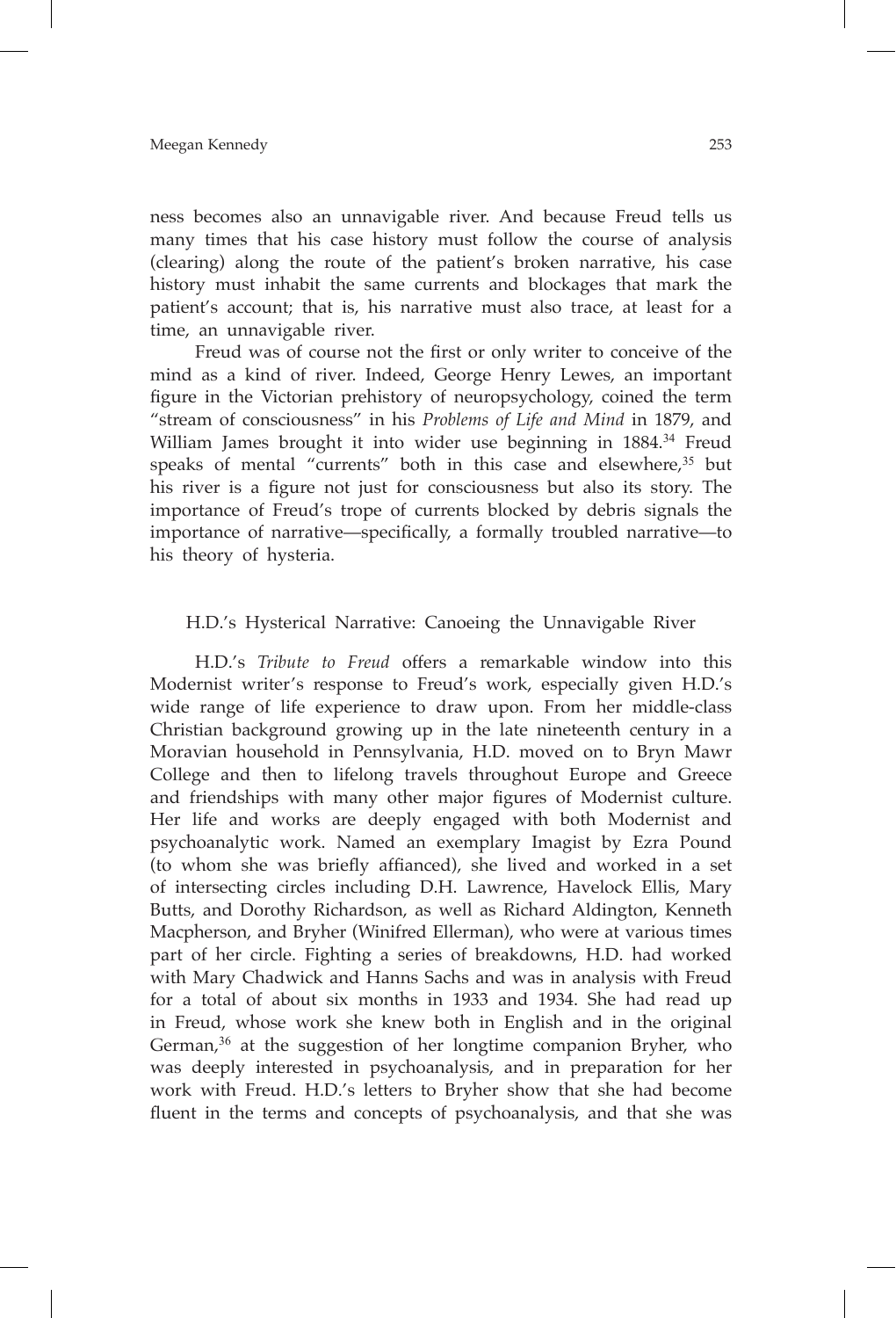ness becomes also an unnavigable river. And because Freud tells us many times that his case history must follow the course of analysis (clearing) along the route of the patient's broken narrative, his case history must inhabit the same currents and blockages that mark the patient's account; that is, his narrative must also trace, at least for a time, an unnavigable river.

Freud was of course not the first or only writer to conceive of the mind as a kind of river. Indeed, George Henry Lewes, an important figure in the Victorian prehistory of neuropsychology, coined the term "stream of consciousness" in his *Problems of Life and Mind* in 1879, and William James brought it into wider use beginning in 1884.[34] Freud speaks of mental "currents" both in this case and elsewhere,[35] but his river is a figure not just for consciousness but also its story. The importance of Freud's trope of currents blocked by debris signals the importance of narrative—specifically, a formally troubled narrative—to his theory of hysteria.

## H.D.'s Hysterical Narrative: Canoeing the Unnavigable River

H.D.'s *Tribute to Freud* offers a remarkable window into this Modernist writer's response to Freud's work, especially given H.D.'s wide range of life experience to draw upon. From her middle-class Christian background growing up in the late nineteenth century in a Moravian household in Pennsylvania, H.D. moved on to Bryn Mawr College and then to lifelong travels throughout Europe and Greece and friendships with many other major figures of Modernist culture. Her life and works are deeply engaged with both Modernist and psychoanalytic work. Named an exemplary Imagist by Ezra Pound (to whom she was briefly affianced), she lived and worked in a set of intersecting circles including D.H. Lawrence, Havelock Ellis, Mary Butts, and Dorothy Richardson, as well as Richard Aldington, Kenneth Macpherson, and Bryher (Winifred Ellerman), who were at various times part of her circle. Fighting a series of breakdowns, H.D. had worked with Mary Chadwick and Hanns Sachs and was in analysis with Freud for a total of about six months in 1933 and 1934. She had read up in Freud, whose work she knew both in English and in the original German,[36] at the suggestion of her longtime companion Bryher, who was deeply interested in psychoanalysis, and in preparation for her work with Freud. H.D.'s letters to Bryher show that she had become fluent in the terms and concepts of psychoanalysis, and that she was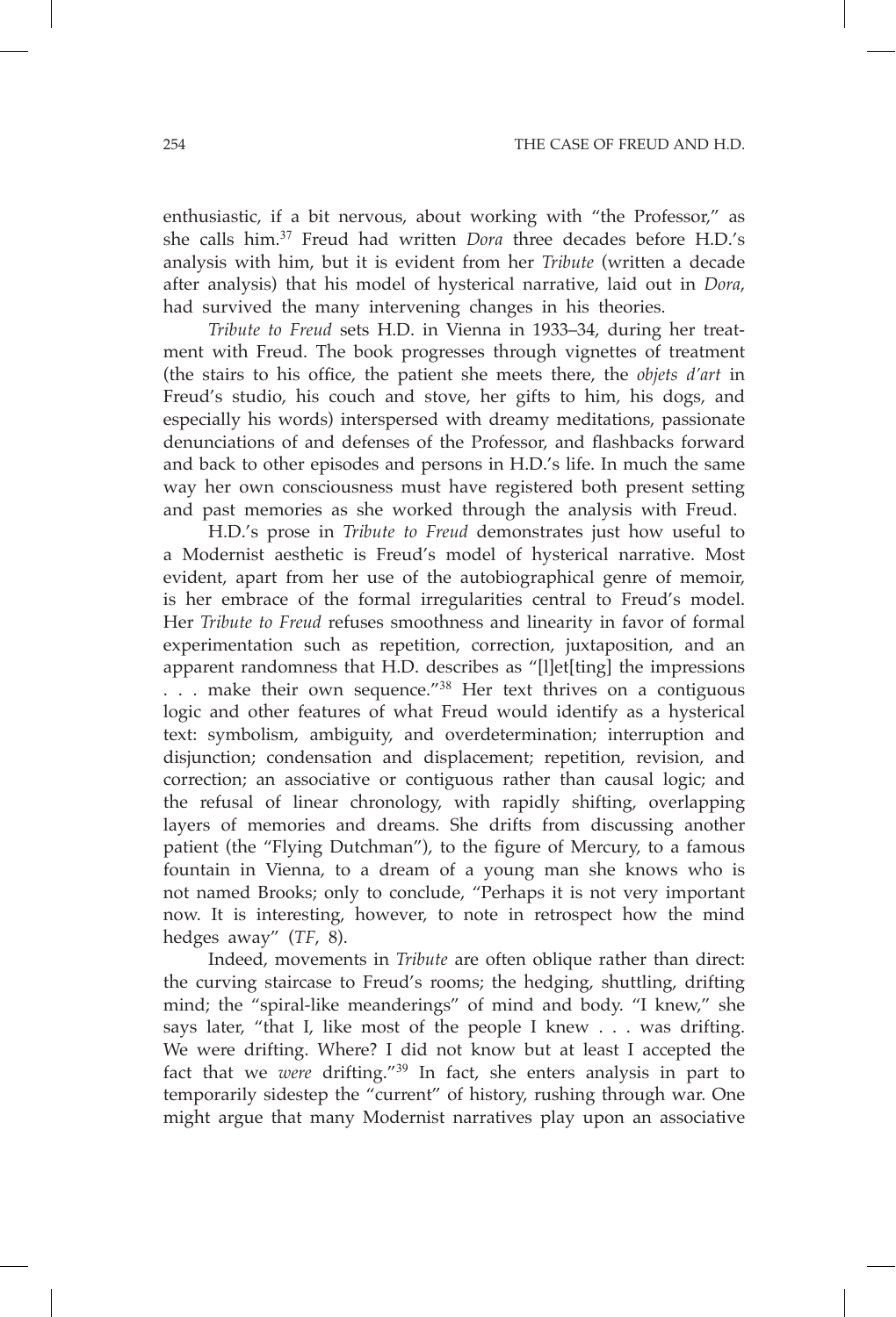enthusiastic, if a bit nervous, about working with "the Professor," as she calls him.[37] Freud had written *Dora* three decades before H.D.'s analysis with him, but it is evident from her *Tribute* (written a decade after analysis) that his model of hysterical narrative, laid out in *Dora*, had survived the many intervening changes in his theories.

*Tribute to Freud* sets H.D. in Vienna in 1933–34, during her treatment with Freud. The book progresses through vignettes of treatment (the stairs to his office, the patient she meets there, the *objets d'art* in Freud's studio, his couch and stove, her gifts to him, his dogs, and especially his words) interspersed with dreamy meditations, passionate denunciations of and defenses of the Professor, and flashbacks forward and back to other episodes and persons in H.D.'s life. In much the same way her own consciousness must have registered both present setting and past memories as she worked through the analysis with Freud.

H.D.'s prose in *Tribute to Freud* demonstrates just how useful to a Modernist aesthetic is Freud's model of hysterical narrative. Most evident, apart from her use of the autobiographical genre of memoir, is her embrace of the formal irregularities central to Freud's model. Her *Tribute to Freud* refuses smoothness and linearity in favor of formal experimentation such as repetition, correction, juxtaposition, and an apparent randomness that H.D. describes as "[l]et[ting] the impressions . . . make their own sequence."[38] Her text thrives on a contiguous logic and other features of what Freud would identify as a hysterical text: symbolism, ambiguity, and overdetermination; interruption and disjunction; condensation and displacement; repetition, revision, and correction; an associative or contiguous rather than causal logic; and the refusal of linear chronology, with rapidly shifting, overlapping layers of memories and dreams. She drifts from discussing another patient (the "Flying Dutchman"), to the figure of Mercury, to a famous fountain in Vienna, to a dream of a young man she knows who is not named Brooks; only to conclude, "Perhaps it is not very important now. It is interesting, however, to note in retrospect how the mind hedges away" (*TF*, 8).

Indeed, movements in *Tribute* are often oblique rather than direct: the curving staircase to Freud's rooms; the hedging, shuttling, drifting mind; the "spiral-like meanderings" of mind and body. "I knew," she says later, "that I, like most of the people I knew . . . was drifting. We were drifting. Where? I did not know but at least I accepted the fact that we *were* drifting."[39] In fact, she enters analysis in part to temporarily sidestep the "current" of history, rushing through war. One might argue that many Modernist narratives play upon an associative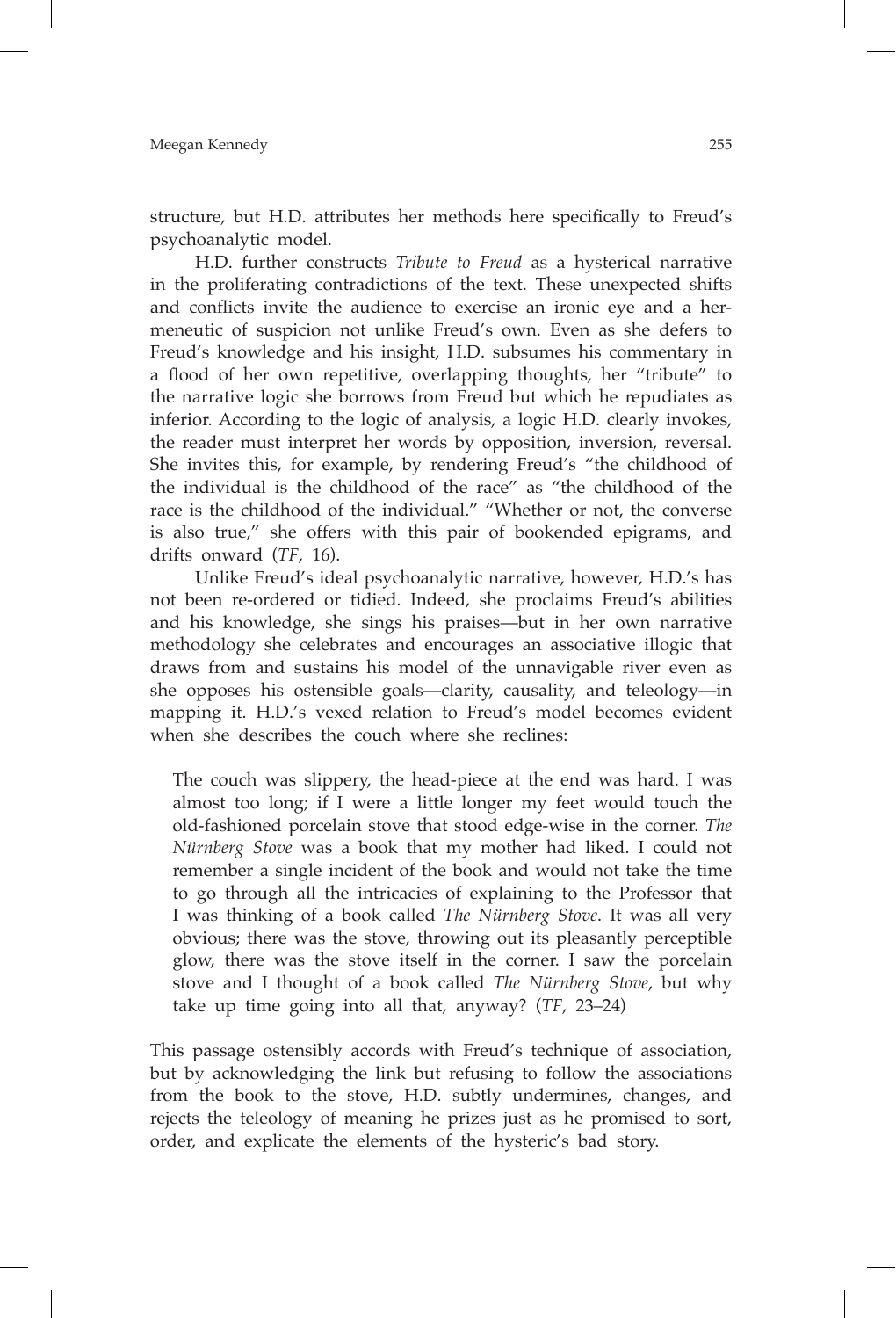structure, but H.D. attributes her methods here specifically to Freud's psychoanalytic model.

H.D. further constructs *Tribute to Freud* as a hysterical narrative in the proliferating contradictions of the text. These unexpected shifts and conflicts invite the audience to exercise an ironic eye and a hermeneutic of suspicion not unlike Freud's own. Even as she defers to Freud's knowledge and his insight, H.D. subsumes his commentary in a flood of her own repetitive, overlapping thoughts, her "tribute" to the narrative logic she borrows from Freud but which he repudiates as inferior. According to the logic of analysis, a logic H.D. clearly invokes, the reader must interpret her words by opposition, inversion, reversal. She invites this, for example, by rendering Freud's "the childhood of the individual is the childhood of the race" as "the childhood of the race is the childhood of the individual." "Whether or not, the converse is also true," she offers with this pair of bookended epigrams, and drifts onward (*TF*, 16).

Unlike Freud's ideal psychoanalytic narrative, however, H.D.'s has not been re-ordered or tidied. Indeed, she proclaims Freud's abilities and his knowledge, she sings his praises—but in her own narrative methodology she celebrates and encourages an associative illogic that draws from and sustains his model of the unnavigable river even as she opposes his ostensible goals—clarity, causality, and teleology—in mapping it. H.D.'s vexed relation to Freud's model becomes evident when she describes the couch where she reclines:

> The couch was slippery, the head-piece at the end was hard. I was almost too long; if I were a little longer my feet would touch the old-fashioned porcelain stove that stood edge-wise in the corner. *The Nürnberg Stove* was a book that my mother had liked. I could not remember a single incident of the book and would not take the time to go through all the intricacies of explaining to the Professor that I was thinking of a book called *The Nürnberg Stove*. It was all very obvious; there was the stove, throwing out its pleasantly perceptible glow, there was the stove itself in the corner. I saw the porcelain stove and I thought of a book called *The Nürnberg Stove*, but why take up time going into all that, anyway? (*TF*, 23–24)

This passage ostensibly accords with Freud's technique of association, but by acknowledging the link but refusing to follow the associations from the book to the stove, H.D. subtly undermines, changes, and rejects the teleology of meaning he prizes just as he promised to sort, order, and explicate the elements of the hysteric's bad story.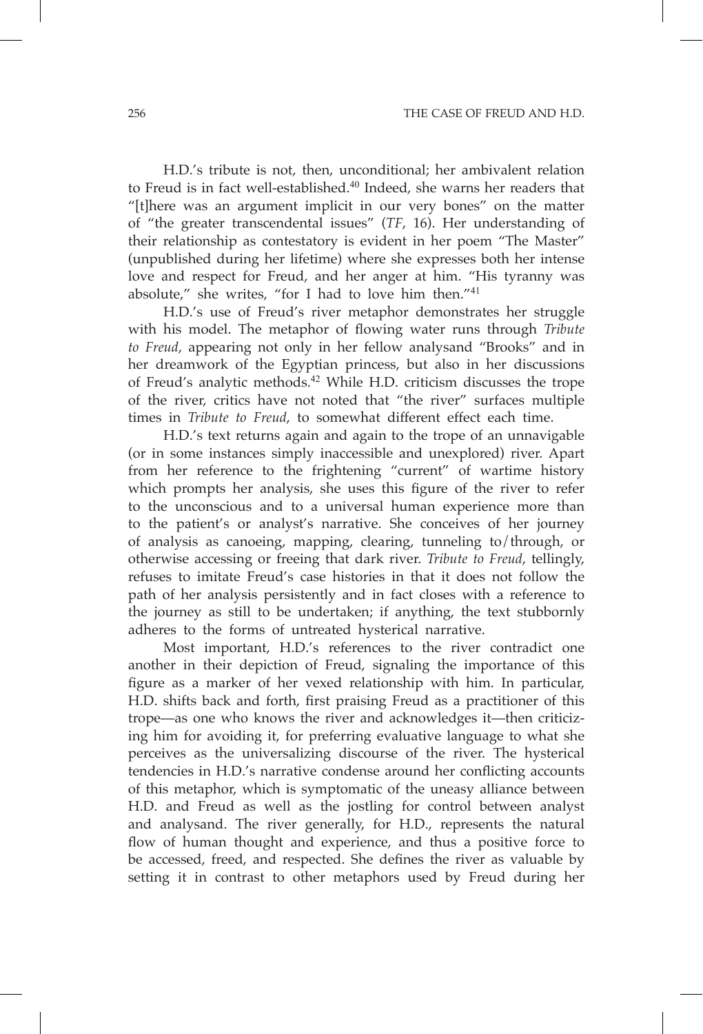H.D.'s tribute is not, then, unconditional; her ambivalent relation to Freud is in fact well-established.[40] Indeed, she warns her readers that "[t]here was an argument implicit in our very bones" on the matter of "the greater transcendental issues" (*TF*, 16). Her understanding of their relationship as contestatory is evident in her poem "The Master" (unpublished during her lifetime) where she expresses both her intense love and respect for Freud, and her anger at him. "His tyranny was absolute," she writes, "for I had to love him then."[41]

H.D.'s use of Freud's river metaphor demonstrates her struggle with his model. The metaphor of flowing water runs through *Tribute to Freud*, appearing not only in her fellow analysand "Brooks" and in her dreamwork of the Egyptian princess, but also in her discussions of Freud's analytic methods.[42] While H.D. criticism discusses the trope of the river, critics have not noted that "the river" surfaces multiple times in *Tribute to Freud*, to somewhat different effect each time.

H.D.'s text returns again and again to the trope of an unnavigable (or in some instances simply inaccessible and unexplored) river. Apart from her reference to the frightening "current" of wartime history which prompts her analysis, she uses this figure of the river to refer to the unconscious and to a universal human experience more than to the patient's or analyst's narrative. She conceives of her journey of analysis as canoeing, mapping, clearing, tunneling to/through, or otherwise accessing or freeing that dark river. *Tribute to Freud*, tellingly, refuses to imitate Freud's case histories in that it does not follow the path of her analysis persistently and in fact closes with a reference to the journey as still to be undertaken; if anything, the text stubbornly adheres to the forms of untreated hysterical narrative.

Most important, H.D.'s references to the river contradict one another in their depiction of Freud, signaling the importance of this figure as a marker of her vexed relationship with him. In particular, H.D. shifts back and forth, first praising Freud as a practitioner of this trope—as one who knows the river and acknowledges it—then criticizing him for avoiding it, for preferring evaluative language to what she perceives as the universalizing discourse of the river. The hysterical tendencies in H.D.'s narrative condense around her conflicting accounts of this metaphor, which is symptomatic of the uneasy alliance between H.D. and Freud as well as the jostling for control between analyst and analysand. The river generally, for H.D., represents the natural flow of human thought and experience, and thus a positive force to be accessed, freed, and respected. She defines the river as valuable by setting it in contrast to other metaphors used by Freud during her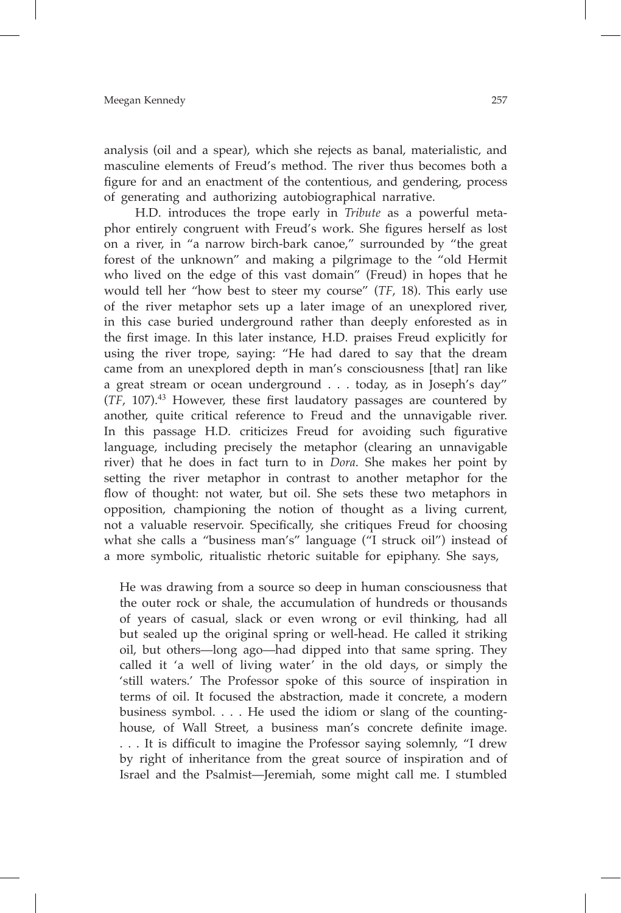analysis (oil and a spear), which she rejects as banal, materialistic, and masculine elements of Freud's method. The river thus becomes both a figure for and an enactment of the contentious, and gendering, process of generating and authorizing autobiographical narrative.

H.D. introduces the trope early in *Tribute* as a powerful metaphor entirely congruent with Freud's work. She figures herself as lost on a river, in "a narrow birch-bark canoe," surrounded by "the great forest of the unknown" and making a pilgrimage to the "old Hermit who lived on the edge of this vast domain" (Freud) in hopes that he would tell her "how best to steer my course" (*TF*, 18). This early use of the river metaphor sets up a later image of an unexplored river, in this case buried underground rather than deeply enforested as in the first image. In this later instance, H.D. praises Freud explicitly for using the river trope, saying: "He had dared to say that the dream came from an unexplored depth in man's consciousness [that] ran like a great stream or ocean underground . . . today, as in Joseph's day" (*TF*, 107).[43] However, these first laudatory passages are countered by another, quite critical reference to Freud and the unnavigable river. In this passage H.D. criticizes Freud for avoiding such figurative language, including precisely the metaphor (clearing an unnavigable river) that he does in fact turn to in *Dora*. She makes her point by setting the river metaphor in contrast to another metaphor for the flow of thought: not water, but oil. She sets these two metaphors in opposition, championing the notion of thought as a living current, not a valuable reservoir. Specifically, she critiques Freud for choosing what she calls a "business man's" language ("I struck oil") instead of a more symbolic, ritualistic rhetoric suitable for epiphany. She says,

> He was drawing from a source so deep in human consciousness that the outer rock or shale, the accumulation of hundreds or thousands of years of casual, slack or even wrong or evil thinking, had all but sealed up the original spring or well-head. He called it striking oil, but others—long ago—had dipped into that same spring. They called it 'a well of living water' in the old days, or simply the 'still waters.' The Professor spoke of this source of inspiration in terms of oil. It focused the abstraction, made it concrete, a modern business symbol. . . . He used the idiom or slang of the counting-house, of Wall Street, a business man's concrete definite image. . . . It is difficult to imagine the Professor saying solemnly, "I drew by right of inheritance from the great source of inspiration and of Israel and the Psalmist—Jeremiah, some might call me. I stumbled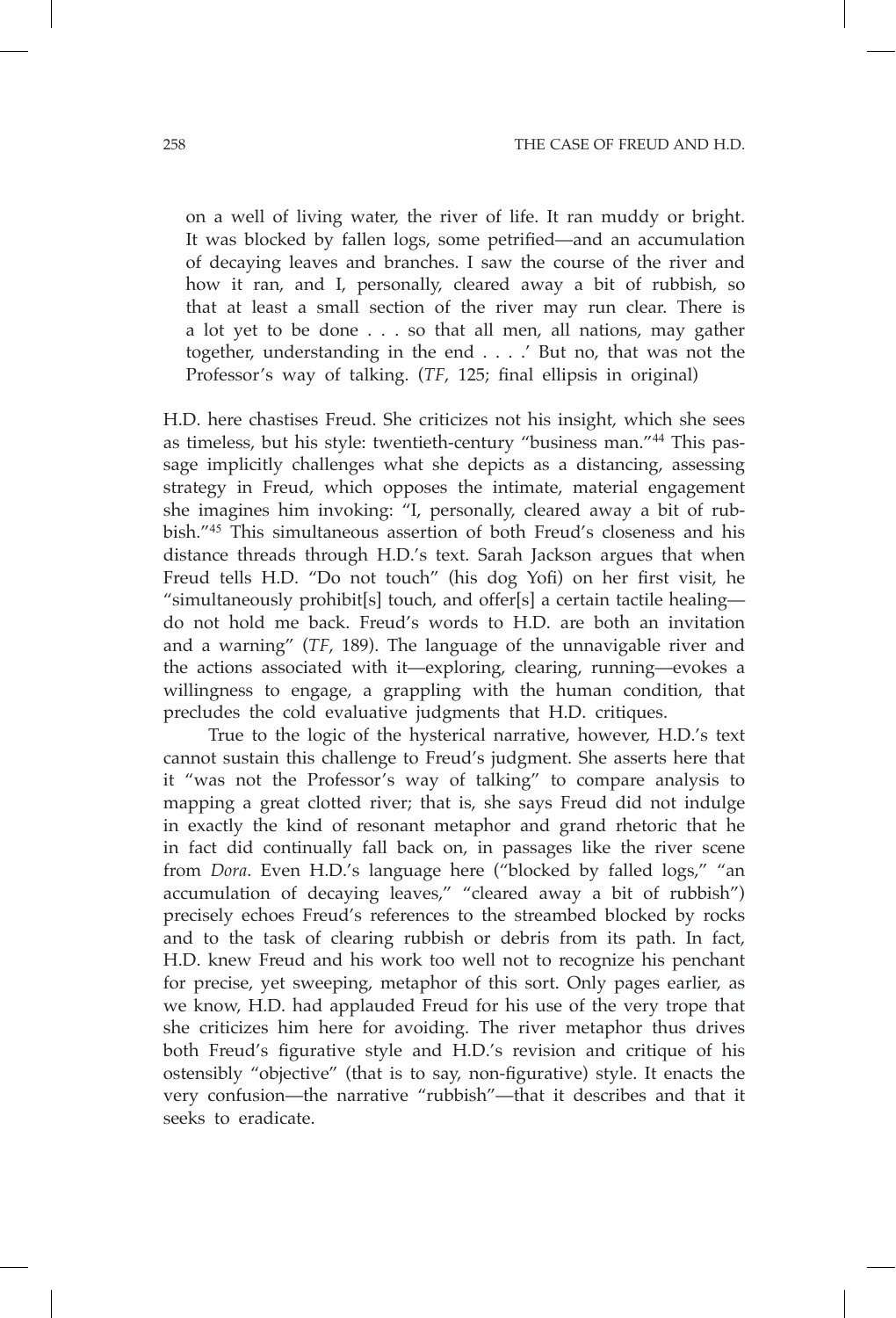on a well of living water, the river of life. It ran muddy or bright. It was blocked by fallen logs, some petrified—and an accumulation of decaying leaves and branches. I saw the course of the river and how it ran, and I, personally, cleared away a bit of rubbish, so that at least a small section of the river may run clear. There is a lot yet to be done . . . so that all men, all nations, may gather together, understanding in the end . . . .' But no, that was not the Professor's way of talking. (*TF*, 125; final ellipsis in original)

H.D. here chastises Freud. She criticizes not his insight, which she sees as timeless, but his style: twentieth-century "business man."[44] This passage implicitly challenges what she depicts as a distancing, assessing strategy in Freud, which opposes the intimate, material engagement she imagines him invoking: "I, personally, cleared away a bit of rubbish."[45] This simultaneous assertion of both Freud's closeness and his distance threads through H.D.'s text. Sarah Jackson argues that when Freud tells H.D. "Do not touch" (his dog Yofi) on her first visit, he "simultaneously prohibit[s] touch, and offer[s] a certain tactile healing—do not hold me back. Freud's words to H.D. are both an invitation and a warning" (*TF*, 189). The language of the unnavigable river and the actions associated with it—exploring, clearing, running—evokes a willingness to engage, a grappling with the human condition, that precludes the cold evaluative judgments that H.D. critiques.

True to the logic of the hysterical narrative, however, H.D.'s text cannot sustain this challenge to Freud's judgment. She asserts here that it "was not the Professor's way of talking" to compare analysis to mapping a great clotted river; that is, she says Freud did not indulge in exactly the kind of resonant metaphor and grand rhetoric that he in fact did continually fall back on, in passages like the river scene from *Dora*. Even H.D.'s language here ("blocked by falled logs," "an accumulation of decaying leaves," "cleared away a bit of rubbish") precisely echoes Freud's references to the streambed blocked by rocks and to the task of clearing rubbish or debris from its path. In fact, H.D. knew Freud and his work too well not to recognize his penchant for precise, yet sweeping, metaphor of this sort. Only pages earlier, as we know, H.D. had applauded Freud for his use of the very trope that she criticizes him here for avoiding. The river metaphor thus drives both Freud's figurative style and H.D.'s revision and critique of his ostensibly "objective" (that is to say, non-figurative) style. It enacts the very confusion—the narrative "rubbish"—that it describes and that it seeks to eradicate.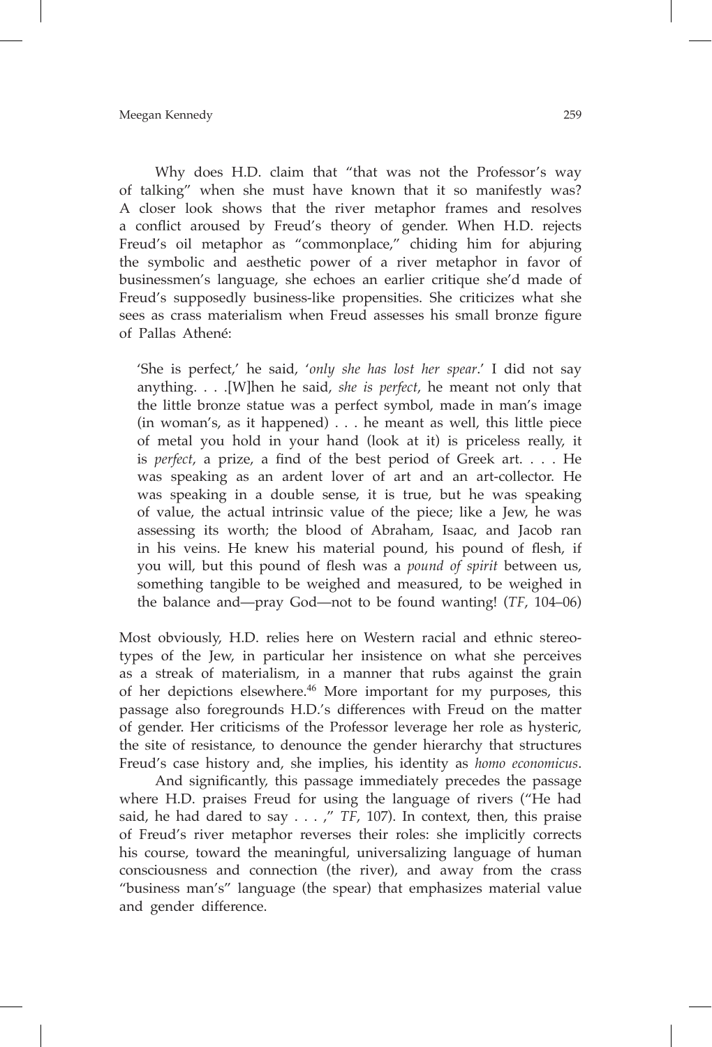Why does H.D. claim that "that was not the Professor's way of talking" when she must have known that it so manifestly was? A closer look shows that the river metaphor frames and resolves a conflict aroused by Freud's theory of gender. When H.D. rejects Freud's oil metaphor as "commonplace," chiding him for abjuring the symbolic and aesthetic power of a river metaphor in favor of businessmen's language, she echoes an earlier critique she'd made of Freud's supposedly business-like propensities. She criticizes what she sees as crass materialism when Freud assesses his small bronze figure of Pallas Athené:

> 'She is perfect,' he said, '*only she has lost her spear*.' I did not say anything. . . .[W]hen he said, *she is perfect*, he meant not only that the little bronze statue was a perfect symbol, made in man's image (in woman's, as it happened) . . . he meant as well, this little piece of metal you hold in your hand (look at it) is priceless really, it is *perfect*, a prize, a find of the best period of Greek art. . . . He was speaking as an ardent lover of art and an art-collector. He was speaking in a double sense, it is true, but he was speaking of value, the actual intrinsic value of the piece; like a Jew, he was assessing its worth; the blood of Abraham, Isaac, and Jacob ran in his veins. He knew his material pound, his pound of flesh, if you will, but this pound of flesh was a *pound of spirit* between us, something tangible to be weighed and measured, to be weighed in the balance and—pray God—not to be found wanting! (*TF*, 104–06)

Most obviously, H.D. relies here on Western racial and ethnic stereotypes of the Jew, in particular her insistence on what she perceives as a streak of materialism, in a manner that rubs against the grain of her depictions elsewhere.[46] More important for my purposes, this passage also foregrounds H.D.'s differences with Freud on the matter of gender. Her criticisms of the Professor leverage her role as hysteric, the site of resistance, to denounce the gender hierarchy that structures Freud's case history and, she implies, his identity as *homo economicus*.

And significantly, this passage immediately precedes the passage where H.D. praises Freud for using the language of rivers ("He had said, he had dared to say . . . ," *TF*, 107). In context, then, this praise of Freud's river metaphor reverses their roles: she implicitly corrects his course, toward the meaningful, universalizing language of human consciousness and connection (the river), and away from the crass "business man's" language (the spear) that emphasizes material value and gender difference.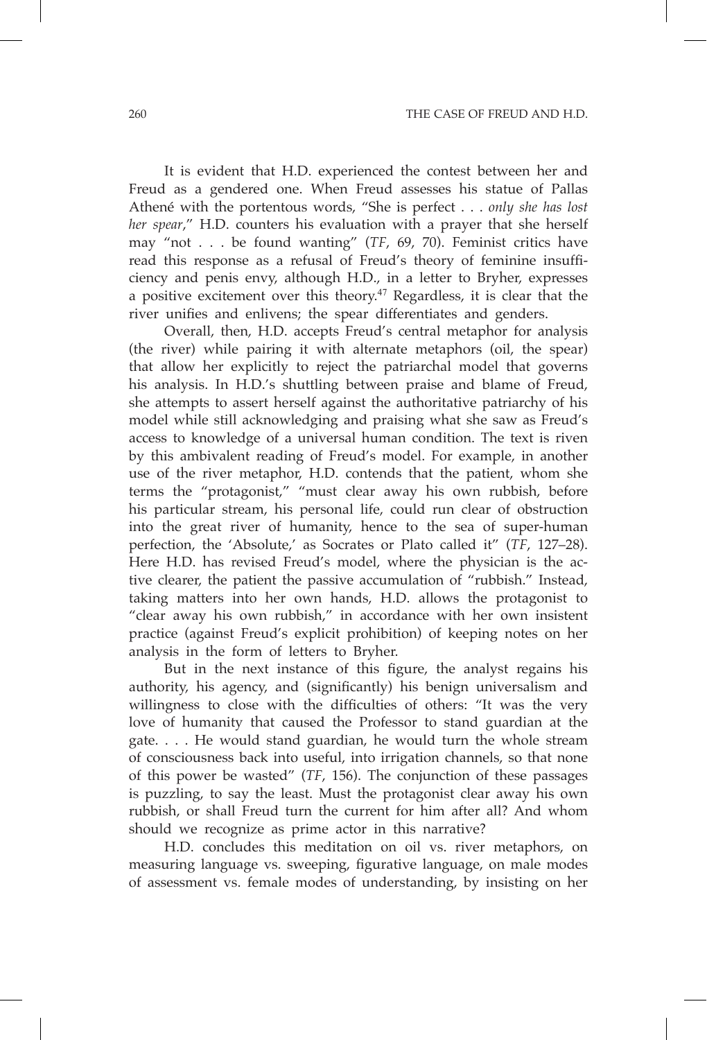It is evident that H.D. experienced the contest between her and Freud as a gendered one. When Freud assesses his statue of Pallas Athené with the portentous words, "She is perfect . . . *only she has lost her spear*," H.D. counters his evaluation with a prayer that she herself may "not . . . be found wanting" (*TF*, 69, 70). Feminist critics have read this response as a refusal of Freud's theory of feminine insufficiency and penis envy, although H.D., in a letter to Bryher, expresses a positive excitement over this theory.[47] Regardless, it is clear that the river unifies and enlivens; the spear differentiates and genders.

Overall, then, H.D. accepts Freud's central metaphor for analysis (the river) while pairing it with alternate metaphors (oil, the spear) that allow her explicitly to reject the patriarchal model that governs his analysis. In H.D.'s shuttling between praise and blame of Freud, she attempts to assert herself against the authoritative patriarchy of his model while still acknowledging and praising what she saw as Freud's access to knowledge of a universal human condition. The text is riven by this ambivalent reading of Freud's model. For example, in another use of the river metaphor, H.D. contends that the patient, whom she terms the "protagonist," "must clear away his own rubbish, before his particular stream, his personal life, could run clear of obstruction into the great river of humanity, hence to the sea of super-human perfection, the 'Absolute,' as Socrates or Plato called it" (*TF*, 127–28). Here H.D. has revised Freud's model, where the physician is the active clearer, the patient the passive accumulation of "rubbish." Instead, taking matters into her own hands, H.D. allows the protagonist to "clear away his own rubbish," in accordance with her own insistent practice (against Freud's explicit prohibition) of keeping notes on her analysis in the form of letters to Bryher.

But in the next instance of this figure, the analyst regains his authority, his agency, and (significantly) his benign universalism and willingness to close with the difficulties of others: "It was the very love of humanity that caused the Professor to stand guardian at the gate. . . . He would stand guardian, he would turn the whole stream of consciousness back into useful, into irrigation channels, so that none of this power be wasted" (*TF*, 156). The conjunction of these passages is puzzling, to say the least. Must the protagonist clear away his own rubbish, or shall Freud turn the current for him after all? And whom should we recognize as prime actor in this narrative?

H.D. concludes this meditation on oil vs. river metaphors, on measuring language vs. sweeping, figurative language, on male modes of assessment vs. female modes of understanding, by insisting on her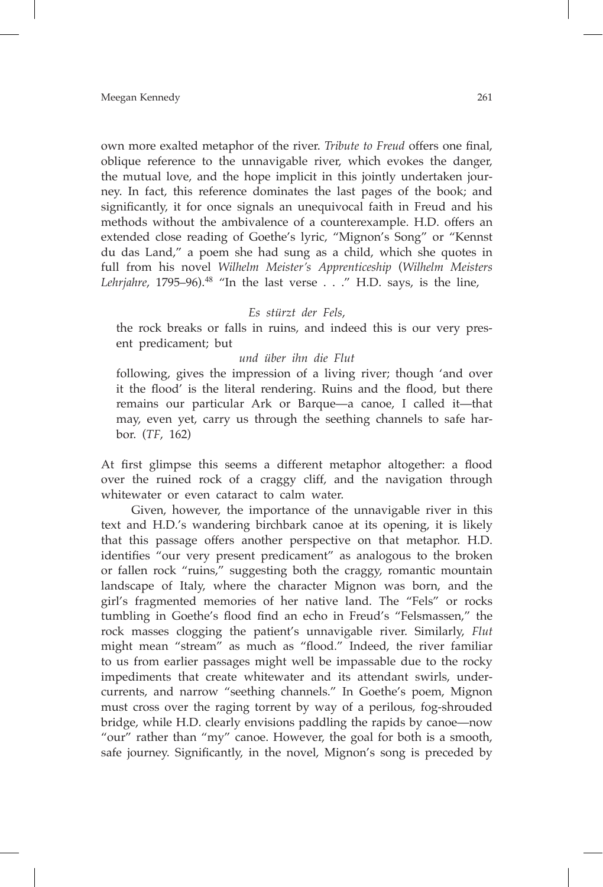own more exalted metaphor of the river. *Tribute to Freud* offers one final, oblique reference to the unnavigable river, which evokes the danger, the mutual love, and the hope implicit in this jointly undertaken journey. In fact, this reference dominates the last pages of the book; and significantly, it for once signals an unequivocal faith in Freud and his methods without the ambivalence of a counterexample. H.D. offers an extended close reading of Goethe's lyric, "Mignon's Song" or "Kennst du das Land," a poem she had sung as a child, which she quotes in full from his novel *Wilhelm Meister's Apprenticeship* (*Wilhelm Meisters Lehrjahre*, 1795–96).[48] "In the last verse . . ." H.D. says, is the line,

> *Es stürzt der Fels*,
>
> the rock breaks or falls in ruins, and indeed this is our very present predicament; but
>
> *und über ihn die Flut*
>
> following, gives the impression of a living river; though 'and over it the flood' is the literal rendering. Ruins and the flood, but there remains our particular Ark or Barque—a canoe, I called it—that may, even yet, carry us through the seething channels to safe harbor. (*TF*, 162)

At first glimpse this seems a different metaphor altogether: a flood over the ruined rock of a craggy cliff, and the navigation through whitewater or even cataract to calm water.

Given, however, the importance of the unnavigable river in this text and H.D.'s wandering birchbark canoe at its opening, it is likely that this passage offers another perspective on that metaphor. H.D. identifies "our very present predicament" as analogous to the broken or fallen rock "ruins," suggesting both the craggy, romantic mountain landscape of Italy, where the character Mignon was born, and the girl's fragmented memories of her native land. The "Fels" or rocks tumbling in Goethe's flood find an echo in Freud's "Felsmassen," the rock masses clogging the patient's unnavigable river. Similarly, *Flut* might mean "stream" as much as "flood." Indeed, the river familiar to us from earlier passages might well be impassable due to the rocky impediments that create whitewater and its attendant swirls, undercurrents, and narrow "seething channels." In Goethe's poem, Mignon must cross over the raging torrent by way of a perilous, fog-shrouded bridge, while H.D. clearly envisions paddling the rapids by canoe—now "our" rather than "my" canoe. However, the goal for both is a smooth, safe journey. Significantly, in the novel, Mignon's song is preceded by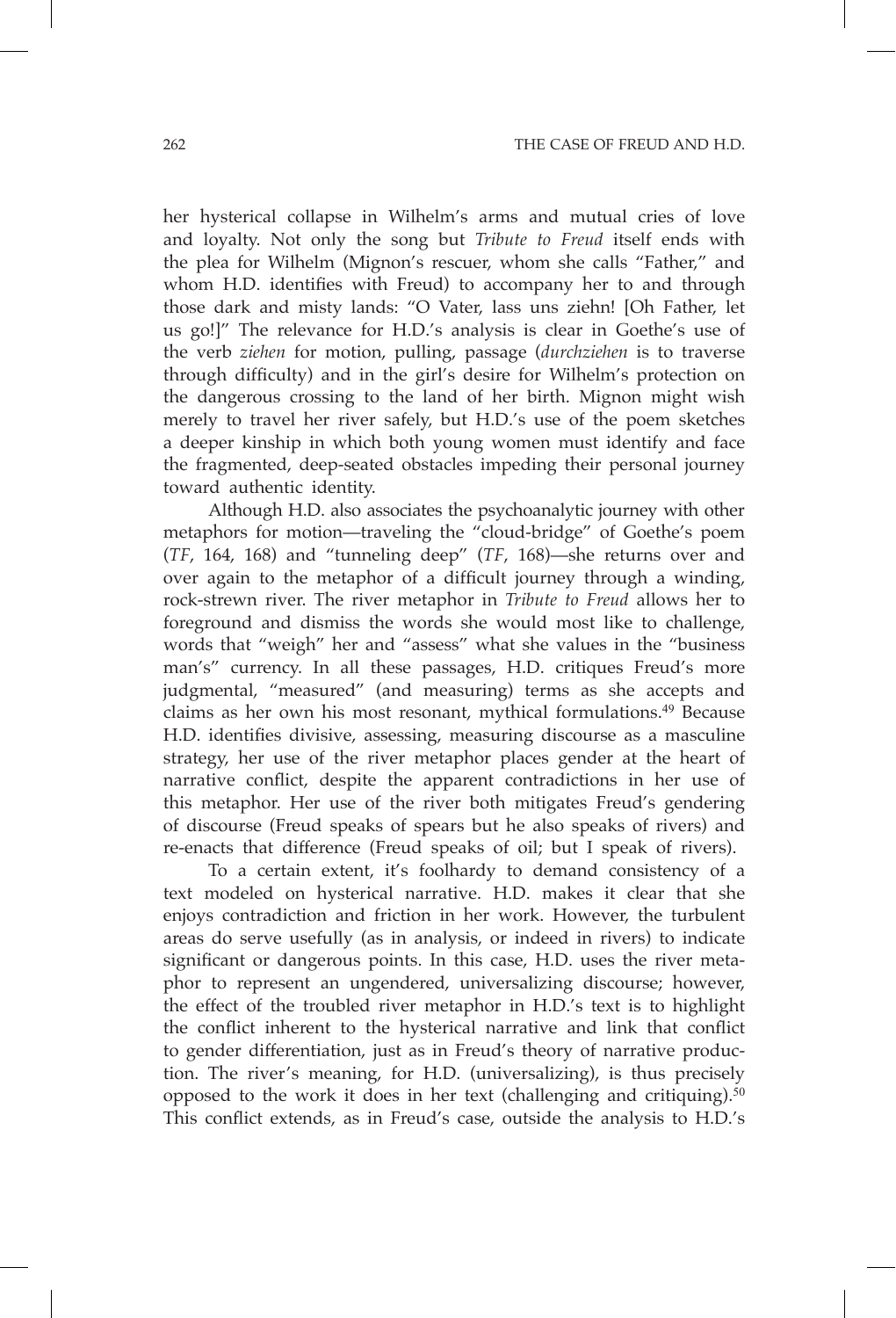her hysterical collapse in Wilhelm's arms and mutual cries of love and loyalty. Not only the song but *Tribute to Freud* itself ends with the plea for Wilhelm (Mignon's rescuer, whom she calls "Father," and whom H.D. identifies with Freud) to accompany her to and through those dark and misty lands: "O Vater, lass uns ziehn! [Oh Father, let us go!]" The relevance for H.D.'s analysis is clear in Goethe's use of the verb *ziehen* for motion, pulling, passage (*durchziehen* is to traverse through difficulty) and in the girl's desire for Wilhelm's protection on the dangerous crossing to the land of her birth. Mignon might wish merely to travel her river safely, but H.D.'s use of the poem sketches a deeper kinship in which both young women must identify and face the fragmented, deep-seated obstacles impeding their personal journey toward authentic identity.

Although H.D. also associates the psychoanalytic journey with other metaphors for motion—traveling the "cloud-bridge" of Goethe's poem (*TF*, 164, 168) and "tunneling deep" (*TF*, 168)—she returns over and over again to the metaphor of a difficult journey through a winding, rock-strewn river. The river metaphor in *Tribute to Freud* allows her to foreground and dismiss the words she would most like to challenge, words that "weigh" her and "assess" what she values in the "business man's" currency. In all these passages, H.D. critiques Freud's more judgmental, "measured" (and measuring) terms as she accepts and claims as her own his most resonant, mythical formulations.[49] Because H.D. identifies divisive, assessing, measuring discourse as a masculine strategy, her use of the river metaphor places gender at the heart of narrative conflict, despite the apparent contradictions in her use of this metaphor. Her use of the river both mitigates Freud's gendering of discourse (Freud speaks of spears but he also speaks of rivers) and re-enacts that difference (Freud speaks of oil; but I speak of rivers).

To a certain extent, it's foolhardy to demand consistency of a text modeled on hysterical narrative. H.D. makes it clear that she enjoys contradiction and friction in her work. However, the turbulent areas do serve usefully (as in analysis, or indeed in rivers) to indicate significant or dangerous points. In this case, H.D. uses the river metaphor to represent an ungendered, universalizing discourse; however, the effect of the troubled river metaphor in H.D.'s text is to highlight the conflict inherent to the hysterical narrative and link that conflict to gender differentiation, just as in Freud's theory of narrative production. The river's meaning, for H.D. (universalizing), is thus precisely opposed to the work it does in her text (challenging and critiquing).[50] This conflict extends, as in Freud's case, outside the analysis to H.D.'s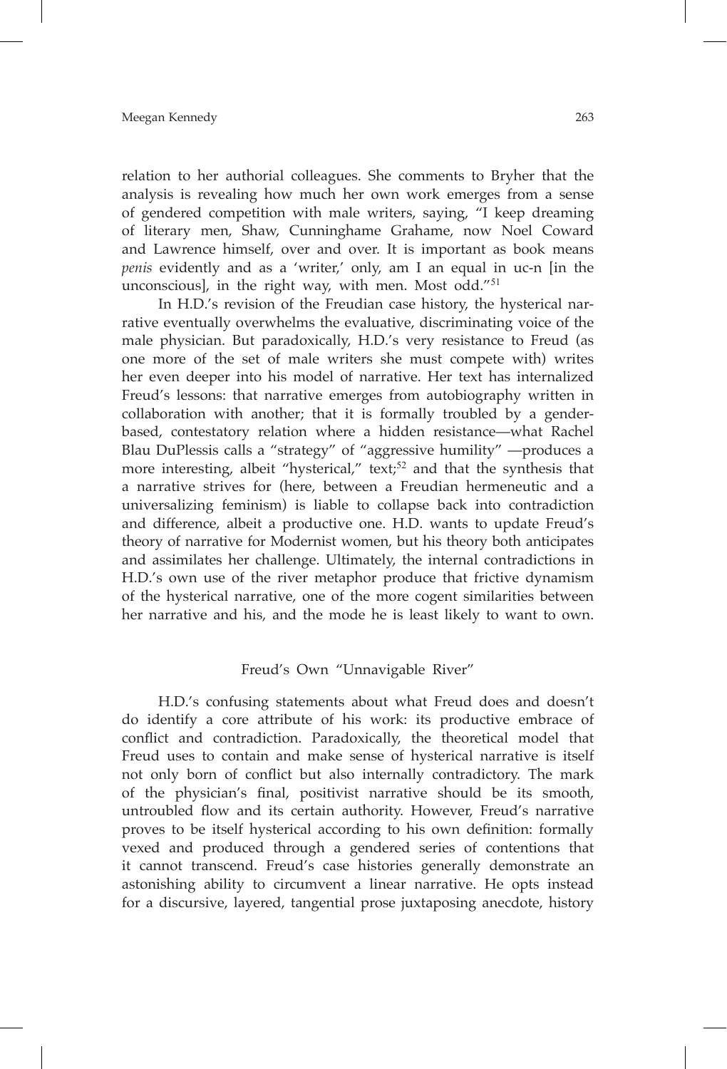relation to her authorial colleagues. She comments to Bryher that the analysis is revealing how much her own work emerges from a sense of gendered competition with male writers, saying, "I keep dreaming of literary men, Shaw, Cunninghame Grahame, now Noel Coward and Lawrence himself, over and over. It is important as book means *penis* evidently and as a 'writer,' only, am I an equal in uc-n [in the unconscious], in the right way, with men. Most odd."[51]

In H.D.'s revision of the Freudian case history, the hysterical narrative eventually overwhelms the evaluative, discriminating voice of the male physician. But paradoxically, H.D.'s very resistance to Freud (as one more of the set of male writers she must compete with) writes her even deeper into his model of narrative. Her text has internalized Freud's lessons: that narrative emerges from autobiography written in collaboration with another; that it is formally troubled by a gender-based, contestatory relation where a hidden resistance—what Rachel Blau DuPlessis calls a "strategy" of "aggressive humility" —produces a more interesting, albeit "hysterical," text;[52] and that the synthesis that a narrative strives for (here, between a Freudian hermeneutic and a universalizing feminism) is liable to collapse back into contradiction and difference, albeit a productive one. H.D. wants to update Freud's theory of narrative for Modernist women, but his theory both anticipates and assimilates her challenge. Ultimately, the internal contradictions in H.D.'s own use of the river metaphor produce that frictive dynamism of the hysterical narrative, one of the more cogent similarities between her narrative and his, and the mode he is least likely to want to own.

## Freud's Own "Unnavigable River"

H.D.'s confusing statements about what Freud does and doesn't do identify a core attribute of his work: its productive embrace of conflict and contradiction. Paradoxically, the theoretical model that Freud uses to contain and make sense of hysterical narrative is itself not only born of conflict but also internally contradictory. The mark of the physician's final, positivist narrative should be its smooth, untroubled flow and its certain authority. However, Freud's narrative proves to be itself hysterical according to his own definition: formally vexed and produced through a gendered series of contentions that it cannot transcend. Freud's case histories generally demonstrate an astonishing ability to circumvent a linear narrative. He opts instead for a discursive, layered, tangential prose juxtaposing anecdote, history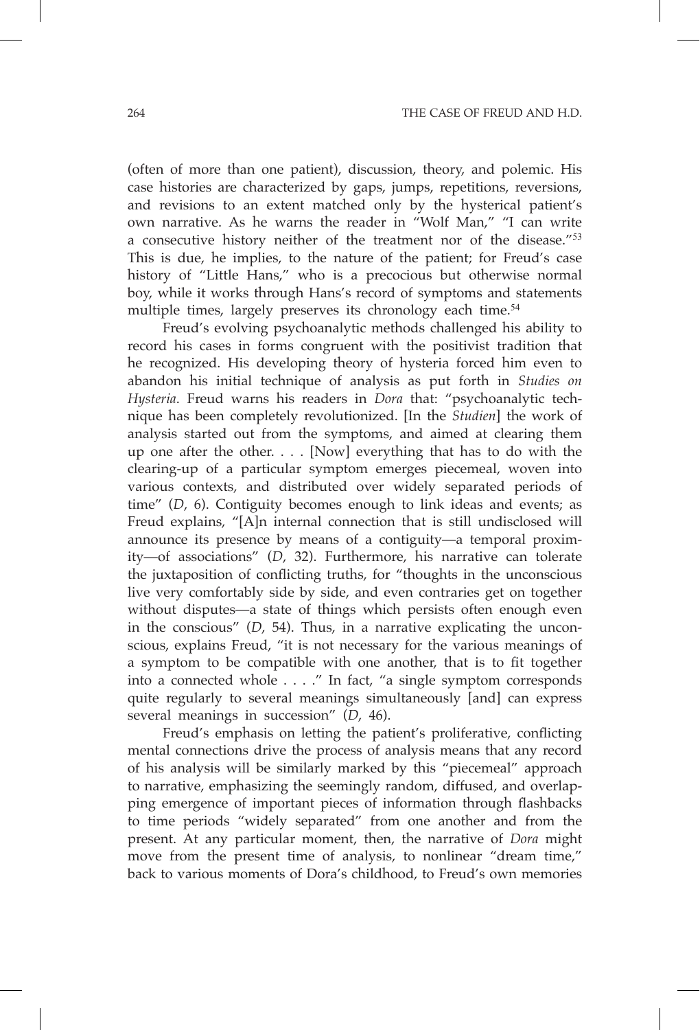(often of more than one patient), discussion, theory, and polemic. His case histories are characterized by gaps, jumps, repetitions, reversions, and revisions to an extent matched only by the hysterical patient's own narrative. As he warns the reader in "Wolf Man," "I can write a consecutive history neither of the treatment nor of the disease."[53] This is due, he implies, to the nature of the patient; for Freud's case history of "Little Hans," who is a precocious but otherwise normal boy, while it works through Hans's record of symptoms and statements multiple times, largely preserves its chronology each time.[54]

Freud's evolving psychoanalytic methods challenged his ability to record his cases in forms congruent with the positivist tradition that he recognized. His developing theory of hysteria forced him even to abandon his initial technique of analysis as put forth in *Studies on Hysteria*. Freud warns his readers in *Dora* that: "psychoanalytic technique has been completely revolutionized. [In the *Studien*] the work of analysis started out from the symptoms, and aimed at clearing them up one after the other. . . . [Now] everything that has to do with the clearing-up of a particular symptom emerges piecemeal, woven into various contexts, and distributed over widely separated periods of time" (*D*, 6). Contiguity becomes enough to link ideas and events; as Freud explains, "[A]n internal connection that is still undisclosed will announce its presence by means of a contiguity—a temporal proximity—of associations" (*D*, 32). Furthermore, his narrative can tolerate the juxtaposition of conflicting truths, for "thoughts in the unconscious live very comfortably side by side, and even contraries get on together without disputes—a state of things which persists often enough even in the conscious" (*D*, 54). Thus, in a narrative explicating the unconscious, explains Freud, "it is not necessary for the various meanings of a symptom to be compatible with one another, that is to fit together into a connected whole . . . ." In fact, "a single symptom corresponds quite regularly to several meanings simultaneously [and] can express several meanings in succession" (*D*, 46).

Freud's emphasis on letting the patient's proliferative, conflicting mental connections drive the process of analysis means that any record of his analysis will be similarly marked by this "piecemeal" approach to narrative, emphasizing the seemingly random, diffused, and overlapping emergence of important pieces of information through flashbacks to time periods "widely separated" from one another and from the present. At any particular moment, then, the narrative of *Dora* might move from the present time of analysis, to nonlinear "dream time," back to various moments of Dora's childhood, to Freud's own memories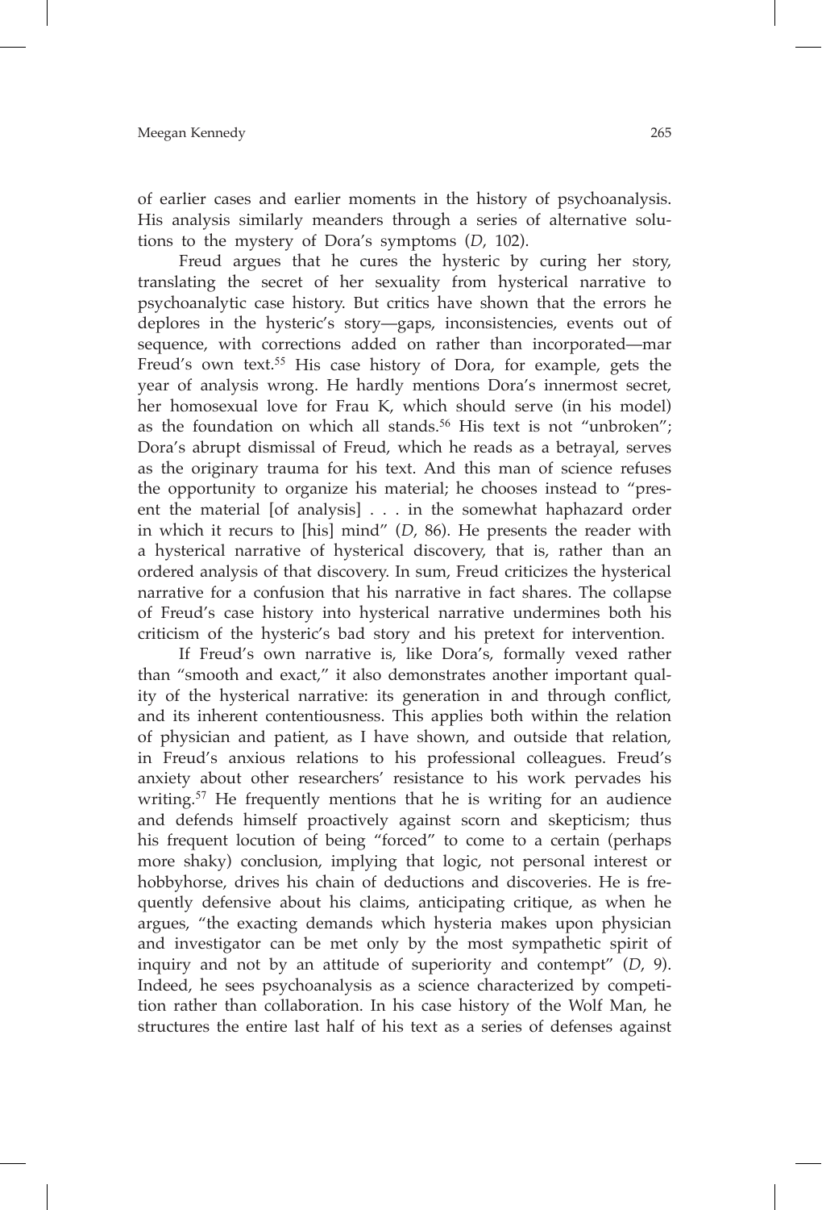of earlier cases and earlier moments in the history of psychoanalysis. His analysis similarly meanders through a series of alternative solutions to the mystery of Dora's symptoms (*D*, 102).

Freud argues that he cures the hysteric by curing her story, translating the secret of her sexuality from hysterical narrative to psychoanalytic case history. But critics have shown that the errors he deplores in the hysteric's story—gaps, inconsistencies, events out of sequence, with corrections added on rather than incorporated—mar Freud's own text.[55] His case history of Dora, for example, gets the year of analysis wrong. He hardly mentions Dora's innermost secret, her homosexual love for Frau K, which should serve (in his model) as the foundation on which all stands.[56] His text is not "unbroken"; Dora's abrupt dismissal of Freud, which he reads as a betrayal, serves as the originary trauma for his text. And this man of science refuses the opportunity to organize his material; he chooses instead to "present the material [of analysis] . . . in the somewhat haphazard order in which it recurs to [his] mind" (*D*, 86). He presents the reader with a hysterical narrative of hysterical discovery, that is, rather than an ordered analysis of that discovery. In sum, Freud criticizes the hysterical narrative for a confusion that his narrative in fact shares. The collapse of Freud's case history into hysterical narrative undermines both his criticism of the hysteric's bad story and his pretext for intervention.

If Freud's own narrative is, like Dora's, formally vexed rather than "smooth and exact," it also demonstrates another important quality of the hysterical narrative: its generation in and through conflict, and its inherent contentiousness. This applies both within the relation of physician and patient, as I have shown, and outside that relation, in Freud's anxious relations to his professional colleagues. Freud's anxiety about other researchers' resistance to his work pervades his writing.[57] He frequently mentions that he is writing for an audience and defends himself proactively against scorn and skepticism; thus his frequent locution of being "forced" to come to a certain (perhaps more shaky) conclusion, implying that logic, not personal interest or hobbyhorse, drives his chain of deductions and discoveries. He is frequently defensive about his claims, anticipating critique, as when he argues, "the exacting demands which hysteria makes upon physician and investigator can be met only by the most sympathetic spirit of inquiry and not by an attitude of superiority and contempt" (*D*, 9). Indeed, he sees psychoanalysis as a science characterized by competition rather than collaboration. In his case history of the Wolf Man, he structures the entire last half of his text as a series of defenses against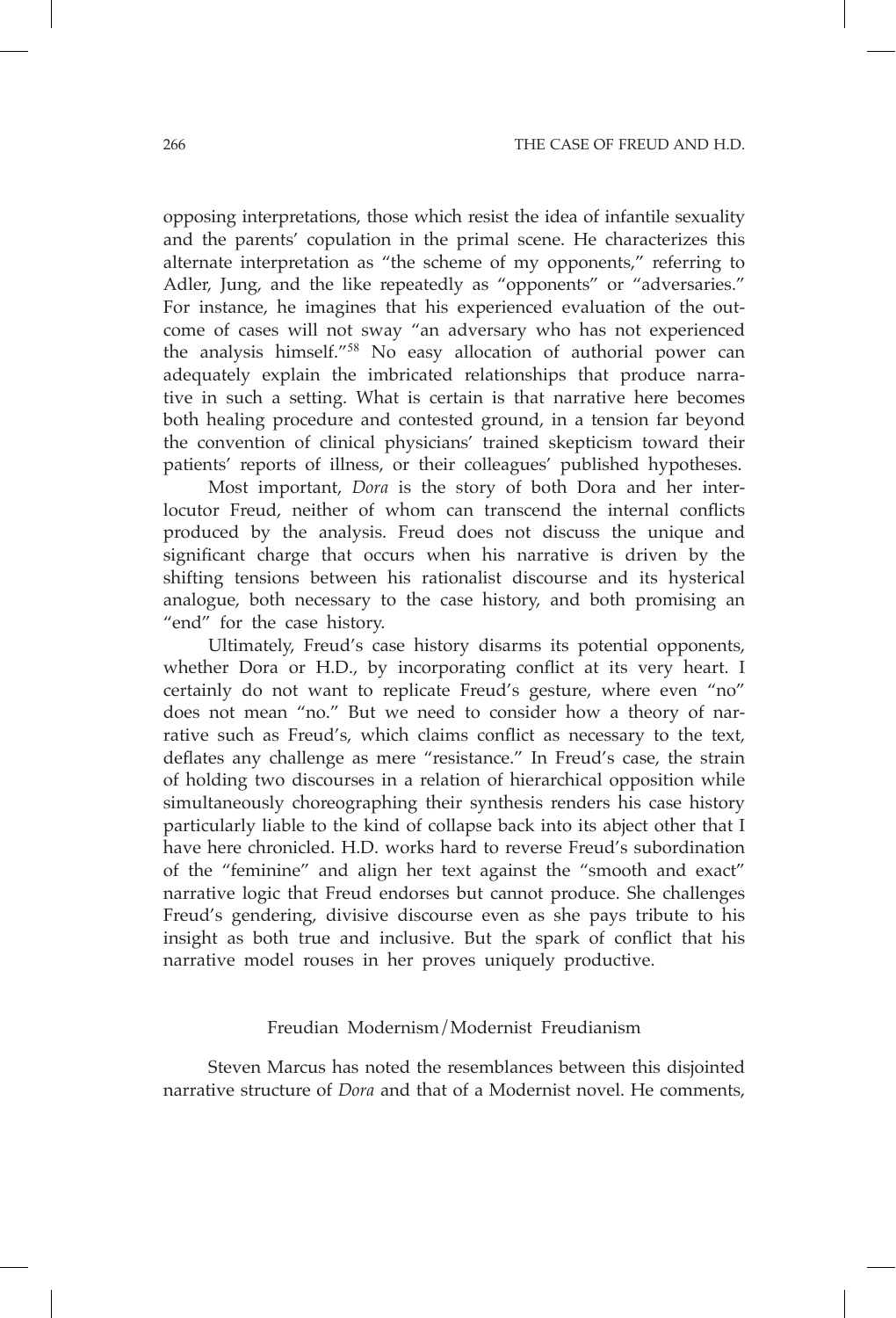opposing interpretations, those which resist the idea of infantile sexuality and the parents' copulation in the primal scene. He characterizes this alternate interpretation as "the scheme of my opponents," referring to Adler, Jung, and the like repeatedly as "opponents" or "adversaries." For instance, he imagines that his experienced evaluation of the outcome of cases will not sway "an adversary who has not experienced the analysis himself."[58] No easy allocation of authorial power can adequately explain the imbricated relationships that produce narrative in such a setting. What is certain is that narrative here becomes both healing procedure and contested ground, in a tension far beyond the convention of clinical physicians' trained skepticism toward their patients' reports of illness, or their colleagues' published hypotheses.

Most important, *Dora* is the story of both Dora and her interlocutor Freud, neither of whom can transcend the internal conflicts produced by the analysis. Freud does not discuss the unique and significant charge that occurs when his narrative is driven by the shifting tensions between his rationalist discourse and its hysterical analogue, both necessary to the case history, and both promising an "end" for the case history.

Ultimately, Freud's case history disarms its potential opponents, whether Dora or H.D., by incorporating conflict at its very heart. I certainly do not want to replicate Freud's gesture, where even "no" does not mean "no." But we need to consider how a theory of narrative such as Freud's, which claims conflict as necessary to the text, deflates any challenge as mere "resistance." In Freud's case, the strain of holding two discourses in a relation of hierarchical opposition while simultaneously choreographing their synthesis renders his case history particularly liable to the kind of collapse back into its abject other that I have here chronicled. H.D. works hard to reverse Freud's subordination of the "feminine" and align her text against the "smooth and exact" narrative logic that Freud endorses but cannot produce. She challenges Freud's gendering, divisive discourse even as she pays tribute to his insight as both true and inclusive. But the spark of conflict that his narrative model rouses in her proves uniquely productive.

## Freudian Modernism/Modernist Freudianism

Steven Marcus has noted the resemblances between this disjointed narrative structure of *Dora* and that of a Modernist novel. He comments,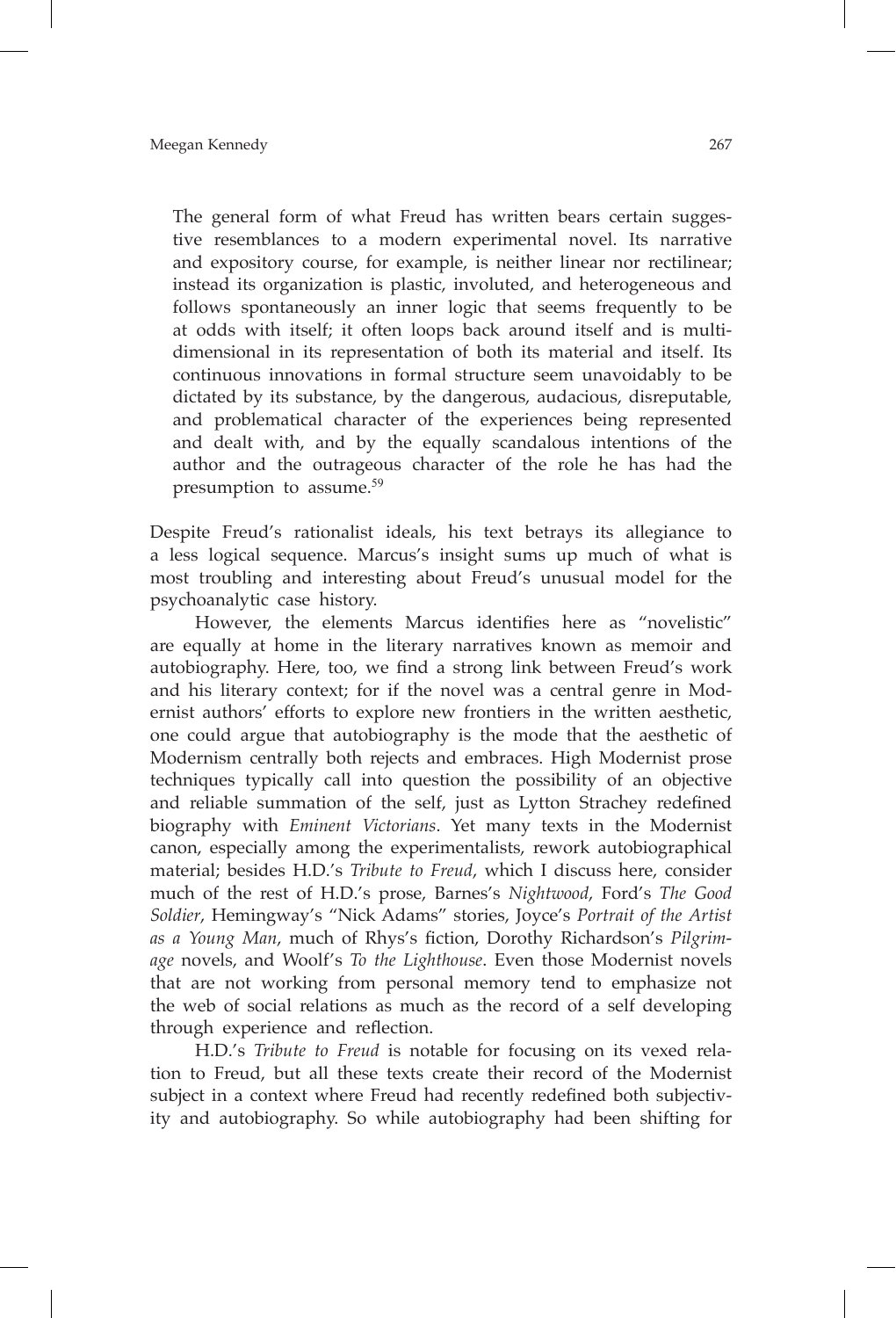> The general form of what Freud has written bears certain suggestive resemblances to a modern experimental novel. Its narrative and expository course, for example, is neither linear nor rectilinear; instead its organization is plastic, involuted, and heterogeneous and follows spontaneously an inner logic that seems frequently to be at odds with itself; it often loops back around itself and is multidimensional in its representation of both its material and itself. Its continuous innovations in formal structure seem unavoidably to be dictated by its substance, by the dangerous, audacious, disreputable, and problematical character of the experiences being represented and dealt with, and by the equally scandalous intentions of the author and the outrageous character of the role he has had the presumption to assume.[59]

Despite Freud's rationalist ideals, his text betrays its allegiance to a less logical sequence. Marcus's insight sums up much of what is most troubling and interesting about Freud's unusual model for the psychoanalytic case history.

However, the elements Marcus identifies here as "novelistic" are equally at home in the literary narratives known as memoir and autobiography. Here, too, we find a strong link between Freud's work and his literary context; for if the novel was a central genre in Modernist authors' efforts to explore new frontiers in the written aesthetic, one could argue that autobiography is the mode that the aesthetic of Modernism centrally both rejects and embraces. High Modernist prose techniques typically call into question the possibility of an objective and reliable summation of the self, just as Lytton Strachey redefined biography with *Eminent Victorians*. Yet many texts in the Modernist canon, especially among the experimentalists, rework autobiographical material; besides H.D.'s *Tribute to Freud*, which I discuss here, consider much of the rest of H.D.'s prose, Barnes's *Nightwood*, Ford's *The Good Soldier*, Hemingway's "Nick Adams" stories, Joyce's *Portrait of the Artist as a Young Man*, much of Rhys's fiction, Dorothy Richardson's *Pilgrimage* novels, and Woolf's *To the Lighthouse*. Even those Modernist novels that are not working from personal memory tend to emphasize not the web of social relations as much as the record of a self developing through experience and reflection.

H.D.'s *Tribute to Freud* is notable for focusing on its vexed relation to Freud, but all these texts create their record of the Modernist subject in a context where Freud had recently redefined both subjectivity and autobiography. So while autobiography had been shifting for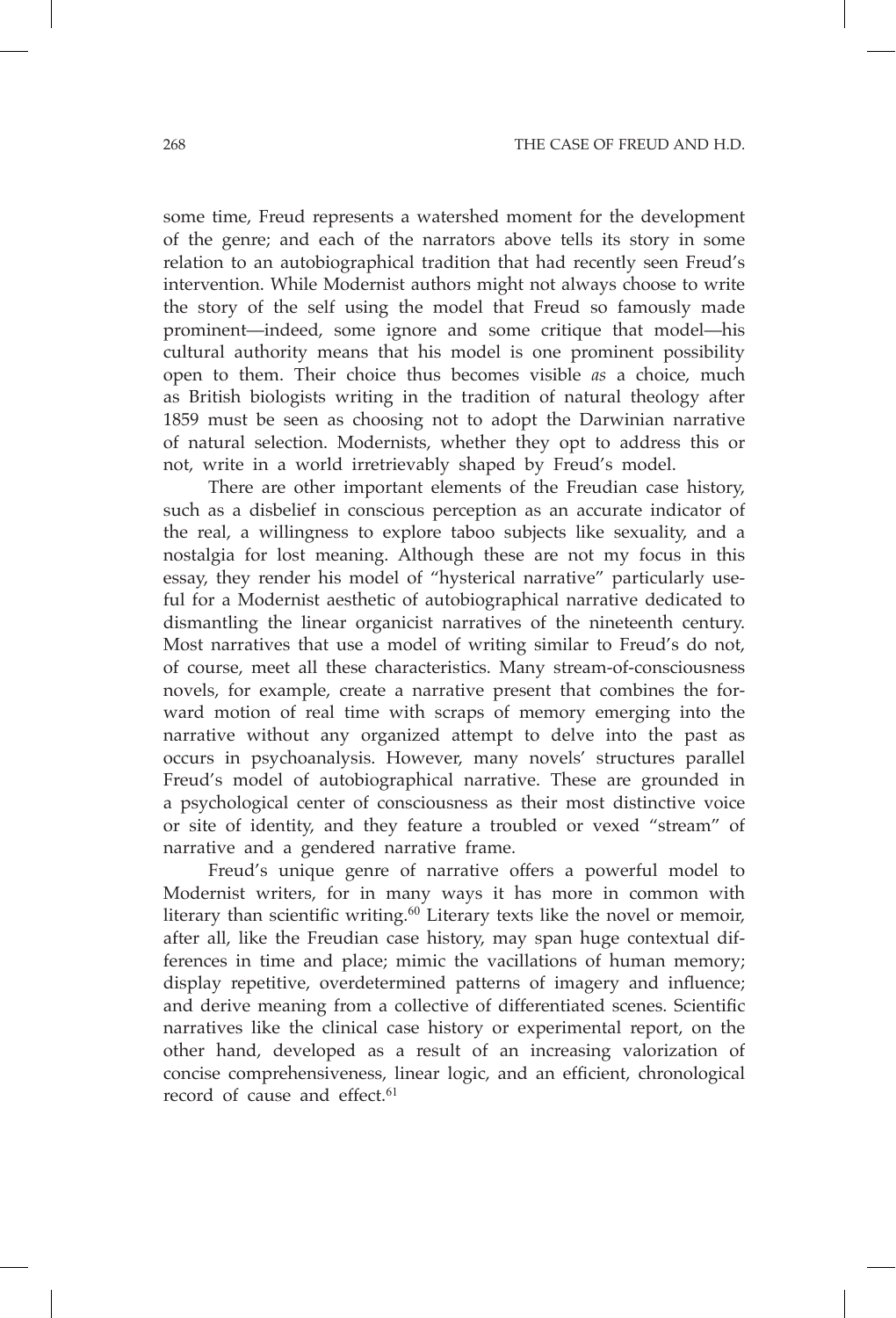some time, Freud represents a watershed moment for the development of the genre; and each of the narrators above tells its story in some relation to an autobiographical tradition that had recently seen Freud's intervention. While Modernist authors might not always choose to write the story of the self using the model that Freud so famously made prominent—indeed, some ignore and some critique that model—his cultural authority means that his model is one prominent possibility open to them. Their choice thus becomes visible *as* a choice, much as British biologists writing in the tradition of natural theology after 1859 must be seen as choosing not to adopt the Darwinian narrative of natural selection. Modernists, whether they opt to address this or not, write in a world irretrievably shaped by Freud's model.

There are other important elements of the Freudian case history, such as a disbelief in conscious perception as an accurate indicator of the real, a willingness to explore taboo subjects like sexuality, and a nostalgia for lost meaning. Although these are not my focus in this essay, they render his model of "hysterical narrative" particularly useful for a Modernist aesthetic of autobiographical narrative dedicated to dismantling the linear organicist narratives of the nineteenth century. Most narratives that use a model of writing similar to Freud's do not, of course, meet all these characteristics. Many stream-of-consciousness novels, for example, create a narrative present that combines the forward motion of real time with scraps of memory emerging into the narrative without any organized attempt to delve into the past as occurs in psychoanalysis. However, many novels' structures parallel Freud's model of autobiographical narrative. These are grounded in a psychological center of consciousness as their most distinctive voice or site of identity, and they feature a troubled or vexed "stream" of narrative and a gendered narrative frame.

Freud's unique genre of narrative offers a powerful model to Modernist writers, for in many ways it has more in common with literary than scientific writing.[60] Literary texts like the novel or memoir, after all, like the Freudian case history, may span huge contextual differences in time and place; mimic the vacillations of human memory; display repetitive, overdetermined patterns of imagery and influence; and derive meaning from a collective of differentiated scenes. Scientific narratives like the clinical case history or experimental report, on the other hand, developed as a result of an increasing valorization of concise comprehensiveness, linear logic, and an efficient, chronological record of cause and effect.[61]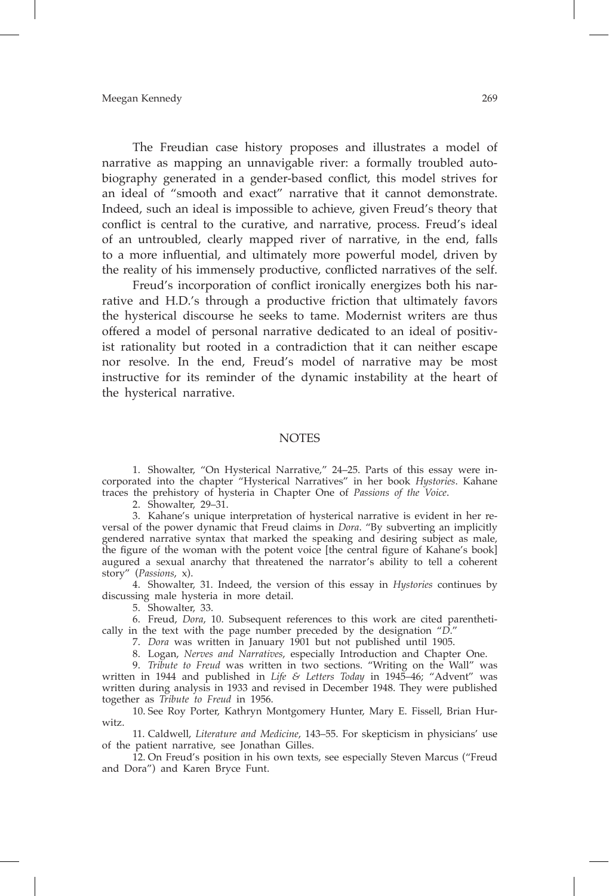The Freudian case history proposes and illustrates a model of narrative as mapping an unnavigable river: a formally troubled autobiography generated in a gender-based conflict, this model strives for an ideal of "smooth and exact" narrative that it cannot demonstrate. Indeed, such an ideal is impossible to achieve, given Freud's theory that conflict is central to the curative, and narrative, process. Freud's ideal of an untroubled, clearly mapped river of narrative, in the end, falls to a more influential, and ultimately more powerful model, driven by the reality of his immensely productive, conflicted narratives of the self.

Freud's incorporation of conflict ironically energizes both his narrative and H.D.'s through a productive friction that ultimately favors the hysterical discourse he seeks to tame. Modernist writers are thus offered a model of personal narrative dedicated to an ideal of positivist rationality but rooted in a contradiction that it can neither escape nor resolve. In the end, Freud's model of narrative may be most instructive for its reminder of the dynamic instability at the heart of the hysterical narrative.

## NOTES

1. Showalter, "On Hysterical Narrative," 24–25. Parts of this essay were incorporated into the chapter "Hysterical Narratives" in her book *Hystories*. Kahane traces the prehistory of hysteria in Chapter One of *Passions of the Voice*.

2. Showalter, 29–31.

3. Kahane's unique interpretation of hysterical narrative is evident in her reversal of the power dynamic that Freud claims in *Dora*. "By subverting an implicitly gendered narrative syntax that marked the speaking and desiring subject as male, the figure of the woman with the potent voice [the central figure of Kahane's book] augured a sexual anarchy that threatened the narrator's ability to tell a coherent story" (*Passions*, x).

4. Showalter, 31. Indeed, the version of this essay in *Hystories* continues by discussing male hysteria in more detail.

5. Showalter, 33.

6. Freud, *Dora*, 10. Subsequent references to this work are cited parenthetically in the text with the page number preceded by the designation "*D*."

7. *Dora* was written in January 1901 but not published until 1905.

8. Logan, *Nerves and Narratives*, especially Introduction and Chapter One.

9. *Tribute to Freud* was written in two sections. "Writing on the Wall" was written in 1944 and published in *Life & Letters Today* in 1945–46; "Advent" was written during analysis in 1933 and revised in December 1948. They were published together as *Tribute to Freud* in 1956.

10. See Roy Porter, Kathryn Montgomery Hunter, Mary E. Fissell, Brian Hurwitz.

11. Caldwell, *Literature and Medicine*, 143–55. For skepticism in physicians' use of the patient narrative, see Jonathan Gilles.

12. On Freud's position in his own texts, see especially Steven Marcus ("Freud and Dora") and Karen Bryce Funt.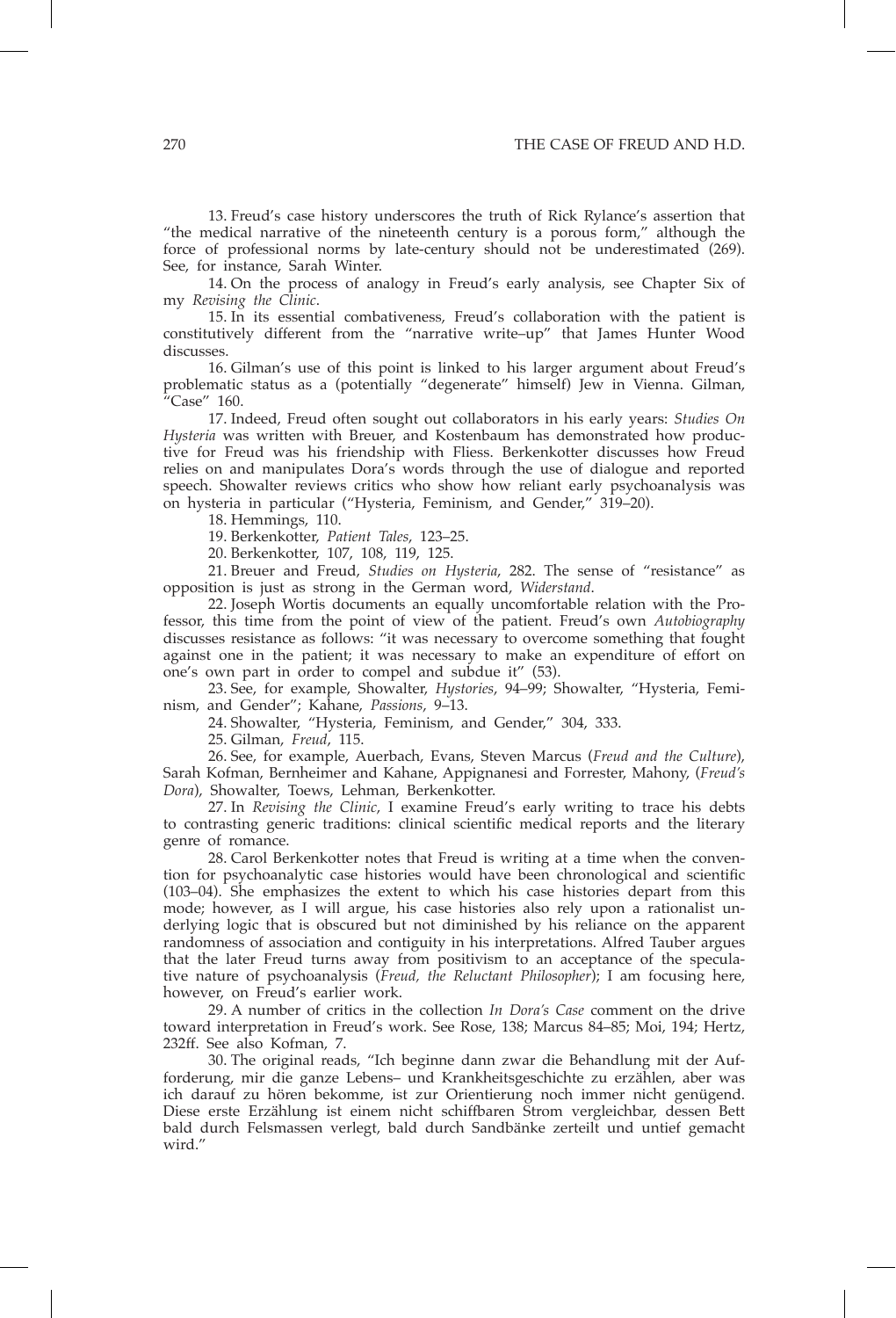13. Freud's case history underscores the truth of Rick Rylance's assertion that "the medical narrative of the nineteenth century is a porous form," although the force of professional norms by late-century should not be underestimated (269). See, for instance, Sarah Winter.

14. On the process of analogy in Freud's early analysis, see Chapter Six of my *Revising the Clinic*.

15. In its essential combativeness, Freud's collaboration with the patient is constitutively different from the "narrative write–up" that James Hunter Wood discusses.

16. Gilman's use of this point is linked to his larger argument about Freud's problematic status as a (potentially "degenerate" himself) Jew in Vienna. Gilman, "Case" 160.

17. Indeed, Freud often sought out collaborators in his early years: *Studies On Hysteria* was written with Breuer, and Kostenbaum has demonstrated how productive for Freud was his friendship with Fliess. Berkenkotter discusses how Freud relies on and manipulates Dora's words through the use of dialogue and reported speech. Showalter reviews critics who show how reliant early psychoanalysis was on hysteria in particular ("Hysteria, Feminism, and Gender," 319–20).

18. Hemmings, 110.

19. Berkenkotter, *Patient Tales*, 123–25.

20. Berkenkotter, 107, 108, 119, 125.

21. Breuer and Freud, *Studies on Hysteria*, 282. The sense of "resistance" as opposition is just as strong in the German word, *Widerstand*.

22. Joseph Wortis documents an equally uncomfortable relation with the Professor, this time from the point of view of the patient. Freud's own *Autobiography* discusses resistance as follows: "it was necessary to overcome something that fought against one in the patient; it was necessary to make an expenditure of effort on one's own part in order to compel and subdue it" (53).

23. See, for example, Showalter, *Hystories*, 94–99; Showalter, "Hysteria, Feminism, and Gender"; Kahane, *Passions*, 9–13.

24. Showalter, "Hysteria, Feminism, and Gender," 304, 333.

25. Gilman, *Freud*, 115.

26. See, for example, Auerbach, Evans, Steven Marcus (*Freud and the Culture*), Sarah Kofman, Bernheimer and Kahane, Appignanesi and Forrester, Mahony, (*Freud's Dora*), Showalter, Toews, Lehman, Berkenkotter.

27. In *Revising the Clinic*, I examine Freud's early writing to trace his debts to contrasting generic traditions: clinical scientific medical reports and the literary genre of romance.

28. Carol Berkenkotter notes that Freud is writing at a time when the convention for psychoanalytic case histories would have been chronological and scientific (103–04). She emphasizes the extent to which his case histories depart from this mode; however, as I will argue, his case histories also rely upon a rationalist underlying logic that is obscured but not diminished by his reliance on the apparent randomness of association and contiguity in his interpretations. Alfred Tauber argues that the later Freud turns away from positivism to an acceptance of the speculative nature of psychoanalysis (*Freud, the Reluctant Philosopher*); I am focusing here, however, on Freud's earlier work.

29. A number of critics in the collection *In Dora's Case* comment on the drive toward interpretation in Freud's work. See Rose, 138; Marcus 84–85; Moi, 194; Hertz, 232ff. See also Kofman, 7.

30. The original reads, "Ich beginne dann zwar die Behandlung mit der Aufforderung, mir die ganze Lebens– und Krankheitsgeschichte zu erzählen, aber was ich darauf zu hören bekomme, ist zur Orientierung noch immer nicht genügend. Diese erste Erzählung ist einem nicht schiffbaren Strom vergleichbar, dessen Bett bald durch Felsmassen verlegt, bald durch Sandbänke zerteilt und untief gemacht wird."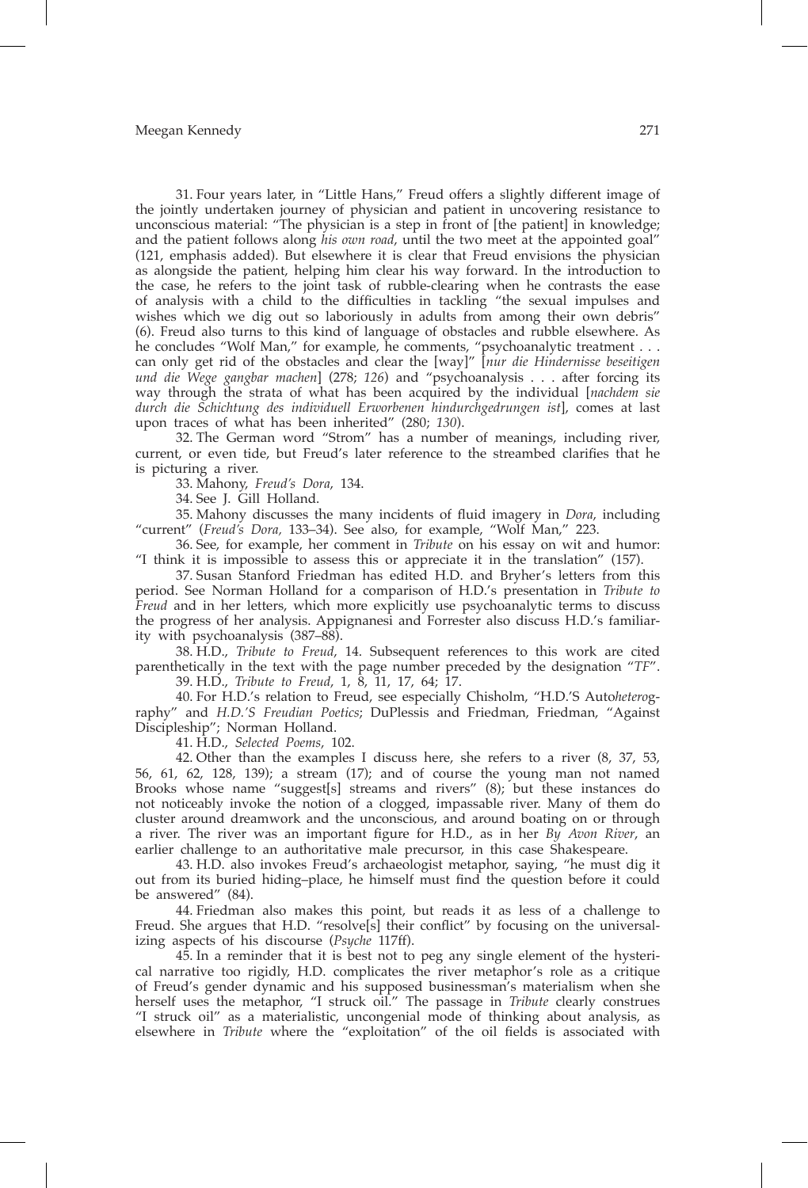31. Four years later, in "Little Hans," Freud offers a slightly different image of the jointly undertaken journey of physician and patient in uncovering resistance to unconscious material: "The physician is a step in front of [the patient] in knowledge; and the patient follows along *his own road*, until the two meet at the appointed goal" (121, emphasis added). But elsewhere it is clear that Freud envisions the physician as alongside the patient, helping him clear his way forward. In the introduction to the case, he refers to the joint task of rubble-clearing when he contrasts the ease of analysis with a child to the difficulties in tackling "the sexual impulses and wishes which we dig out so laboriously in adults from among their own debris" (6). Freud also turns to this kind of language of obstacles and rubble elsewhere. As he concludes "Wolf Man," for example, he comments, "psychoanalytic treatment . . . can only get rid of the obstacles and clear the [way]" [*nur die Hindernisse beseitigen und die Wege gangbar machen*] (278; *126*) and "psychoanalysis . . . after forcing its way through the strata of what has been acquired by the individual [*nachdem sie durch die Schichtung des individuell Erworbenen hindurchgedrungen ist*], comes at last upon traces of what has been inherited" (280; *130*).

32. The German word "Strom" has a number of meanings, including river, current, or even tide, but Freud's later reference to the streambed clarifies that he is picturing a river.

33. Mahony, *Freud's Dora*, 134.

34. See J. Gill Holland.

35. Mahony discusses the many incidents of fluid imagery in *Dora*, including "current" (*Freud's Dora*, 133–34). See also, for example, "Wolf Man," 223.

36. See, for example, her comment in *Tribute* on his essay on wit and humor: "I think it is impossible to assess this or appreciate it in the translation" (157).

37. Susan Stanford Friedman has edited H.D. and Bryher's letters from this period. See Norman Holland for a comparison of H.D.'s presentation in *Tribute to Freud* and in her letters, which more explicitly use psychoanalytic terms to discuss the progress of her analysis. Appignanesi and Forrester also discuss H.D.'s familiarity with psychoanalysis (387–88).

38. H.D., *Tribute to Freud*, 14. Subsequent references to this work are cited parenthetically in the text with the page number preceded by the designation "*TF*".

39. H.D., *Tribute to Freud*, 1, 8, 11, 17, 64; 17.

40. For H.D.'s relation to Freud, see especially Chisholm, "H.D.'S Auto*hetero*graphy" and *H.D.'S Freudian Poetics*; DuPlessis and Friedman, Friedman, "Against Discipleship"; Norman Holland.

41. H.D., *Selected Poems*, 102.

42. Other than the examples I discuss here, she refers to a river (8, 37, 53, 56, 61, 62, 128, 139); a stream (17); and of course the young man not named Brooks whose name "suggest[s] streams and rivers" (8); but these instances do not noticeably invoke the notion of a clogged, impassable river. Many of them do cluster around dreamwork and the unconscious, and around boating on or through a river. The river was an important figure for H.D., as in her *By Avon River*, an earlier challenge to an authoritative male precursor, in this case Shakespeare.

43. H.D. also invokes Freud's archaeologist metaphor, saying, "he must dig it out from its buried hiding–place, he himself must find the question before it could be answered" (84).

44. Friedman also makes this point, but reads it as less of a challenge to Freud. She argues that H.D. "resolve[s] their conflict" by focusing on the universalizing aspects of his discourse (*Psyche* 117ff).

45. In a reminder that it is best not to peg any single element of the hysterical narrative too rigidly, H.D. complicates the river metaphor's role as a critique of Freud's gender dynamic and his supposed businessman's materialism when she herself uses the metaphor, "I struck oil." The passage in *Tribute* clearly construes "I struck oil" as a materialistic, uncongenial mode of thinking about analysis, as elsewhere in *Tribute* where the "exploitation" of the oil fields is associated with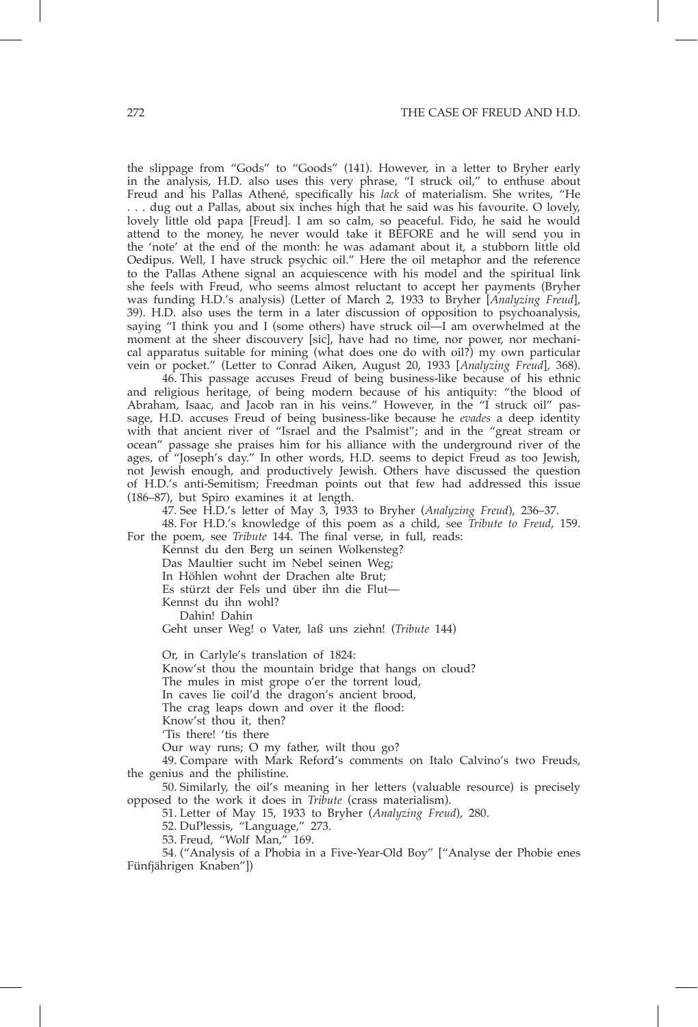the slippage from "Gods" to "Goods" (141). However, in a letter to Bryher early in the analysis, H.D. also uses this very phrase, "I struck oil," to enthuse about Freud and his Pallas Athené, specifically his *lack* of materialism. She writes, "He . . . dug out a Pallas, about six inches high that he said was his favourite. O lovely, lovely little old papa [Freud]. I am so calm, so peaceful. Fido, he said he would attend to the money, he never would take it BEFORE and he will send you in the 'note' at the end of the month: he was adamant about it, a stubborn little old Oedipus. Well, I have struck psychic oil." Here the oil metaphor and the reference to the Pallas Athene signal an acquiescence with his model and the spiritual link she feels with Freud, who seems almost reluctant to accept her payments (Bryher was funding H.D.'s analysis) (Letter of March 2, 1933 to Bryher [*Analyzing Freud*], 39). H.D. also uses the term in a later discussion of opposition to psychoanalysis, saying "I think you and I (some others) have struck oil—I am overwhelmed at the moment at the sheer discouvery [sic], have had no time, nor power, nor mechanical apparatus suitable for mining (what does one do with oil?) my own particular vein or pocket." (Letter to Conrad Aiken, August 20, 1933 [*Analyzing Freud*], 368).

46. This passage accuses Freud of being business-like because of his ethnic and religious heritage, of being modern because of his antiquity: "the blood of Abraham, Isaac, and Jacob ran in his veins." However, in the "I struck oil" passage, H.D. accuses Freud of being business-like because he *evades* a deep identity with that ancient river of "Israel and the Psalmist"; and in the "great stream or ocean" passage she praises him for his alliance with the underground river of the ages, of "Joseph's day." In other words, H.D. seems to depict Freud as too Jewish, not Jewish enough, and productively Jewish. Others have discussed the question of H.D.'s anti-Semitism; Freedman points out that few had addressed this issue (186–87), but Spiro examines it at length.

47. See H.D.'s letter of May 3, 1933 to Bryher (*Analyzing Freud*), 236–37.

48. For H.D.'s knowledge of this poem as a child, see *Tribute to Freud*, 159. For the poem, see *Tribute* 144. The final verse, in full, reads:

Kennst du den Berg un seinen Wolkensteg?
Das Maultier sucht im Nebel seinen Weg;
In Höhlen wohnt der Drachen alte Brut;
Es stürzt der Fels und über ihn die Flut—
Kennst du ihn wohl?
Dahin! Dahin
Geht unser Weg! o Vater, laß uns ziehn! (*Tribute* 144)

Or, in Carlyle's translation of 1824:

Know'st thou the mountain bridge that hangs on cloud?
The mules in mist grope o'er the torrent loud,
In caves lie coil'd the dragon's ancient brood,
The crag leaps down and over it the flood:
Know'st thou it, then?
'Tis there! 'tis there
Our way runs; O my father, wilt thou go?

49. Compare with Mark Reford's comments on Italo Calvino's two Freuds, the genius and the philistine.

50. Similarly, the oil's meaning in her letters (valuable resource) is precisely opposed to the work it does in *Tribute* (crass materialism).

51. Letter of May 15, 1933 to Bryher (*Analyzing Freud*), 280.

52. DuPlessis, "Language," 273.

53. Freud, "Wolf Man," 169.

54. ("Analysis of a Phobia in a Five-Year-Old Boy" ["Analyse der Phobie enes Fünfjährigen Knaben"])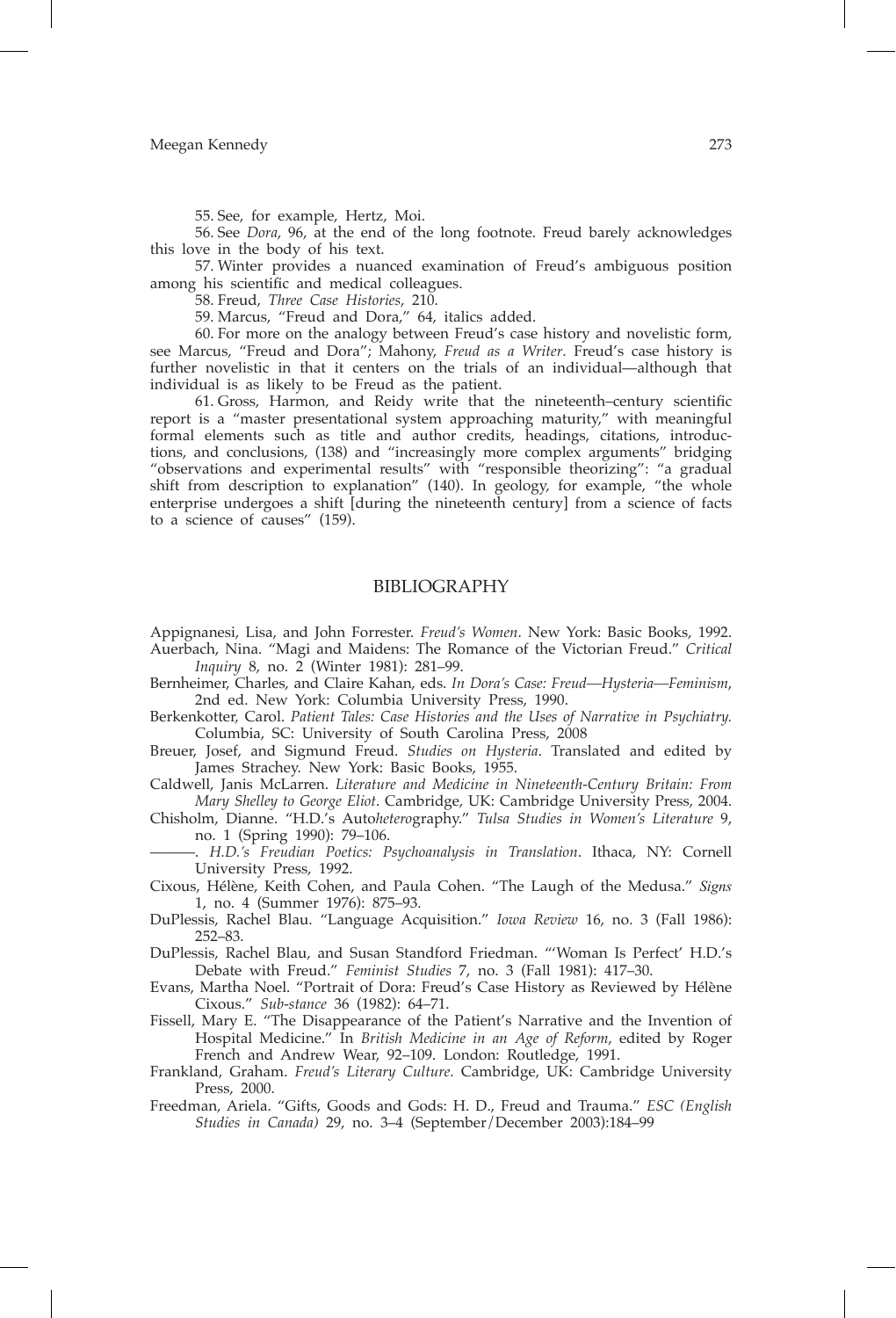55. See, for example, Hertz, Moi.

56. See *Dora*, 96, at the end of the long footnote. Freud barely acknowledges this love in the body of his text.

57. Winter provides a nuanced examination of Freud's ambiguous position among his scientific and medical colleagues.

58. Freud, *Three Case Histories*, 210.

59. Marcus, "Freud and Dora," 64, italics added.

60. For more on the analogy between Freud's case history and novelistic form, see Marcus, "Freud and Dora"; Mahony, *Freud as a Writer*. Freud's case history is further novelistic in that it centers on the trials of an individual—although that individual is as likely to be Freud as the patient.

61. Gross, Harmon, and Reidy write that the nineteenth–century scientific report is a "master presentational system approaching maturity," with meaningful formal elements such as title and author credits, headings, citations, introductions, and conclusions, (138) and "increasingly more complex arguments" bridging "observations and experimental results" with "responsible theorizing": "a gradual shift from description to explanation" (140). In geology, for example, "the whole enterprise undergoes a shift [during the nineteenth century] from a science of facts to a science of causes" (159).

## BIBLIOGRAPHY

Appignanesi, Lisa, and John Forrester. *Freud's Women*. New York: Basic Books, 1992.

Auerbach, Nina. "Magi and Maidens: The Romance of the Victorian Freud." *Critical Inquiry* 8, no. 2 (Winter 1981): 281–99.

Bernheimer, Charles, and Claire Kahan, eds. *In Dora's Case: Freud—Hysteria—Feminism*, 2nd ed. New York: Columbia University Press, 1990.

Berkenkotter, Carol. *Patient Tales: Case Histories and the Uses of Narrative in Psychiatry.* Columbia, SC: University of South Carolina Press, 2008

Breuer, Josef, and Sigmund Freud. *Studies on Hysteria*. Translated and edited by James Strachey. New York: Basic Books, 1955.

Caldwell, Janis McLarren. *Literature and Medicine in Nineteenth-Century Britain: From Mary Shelley to George Eliot*. Cambridge, UK: Cambridge University Press, 2004.

Chisholm, Dianne. "H.D.'s Auto*hetero*graphy." *Tulsa Studies in Women's Literature* 9, no. 1 (Spring 1990): 79–106.

———. *H.D.'s Freudian Poetics: Psychoanalysis in Translation*. Ithaca, NY: Cornell University Press, 1992.

Cixous, Hélène, Keith Cohen, and Paula Cohen. "The Laugh of the Medusa." *Signs* 1, no. 4 (Summer 1976): 875–93.

DuPlessis, Rachel Blau. "Language Acquisition." *Iowa Review* 16, no. 3 (Fall 1986): 252–83.

DuPlessis, Rachel Blau, and Susan Standford Friedman. "'Woman Is Perfect' H.D.'s Debate with Freud." *Feminist Studies* 7, no. 3 (Fall 1981): 417–30.

Evans, Martha Noel. "Portrait of Dora: Freud's Case History as Reviewed by Hélène Cixous." *Sub-stance* 36 (1982): 64–71.

Fissell, Mary E. "The Disappearance of the Patient's Narrative and the Invention of Hospital Medicine." In *British Medicine in an Age of Reform*, edited by Roger French and Andrew Wear, 92–109. London: Routledge, 1991.

Frankland, Graham. *Freud's Literary Culture*. Cambridge, UK: Cambridge University Press, 2000.

Freedman, Ariela. "Gifts, Goods and Gods: H. D., Freud and Trauma." *ESC (English Studies in Canada)* 29, no. 3–4 (September/December 2003):184–99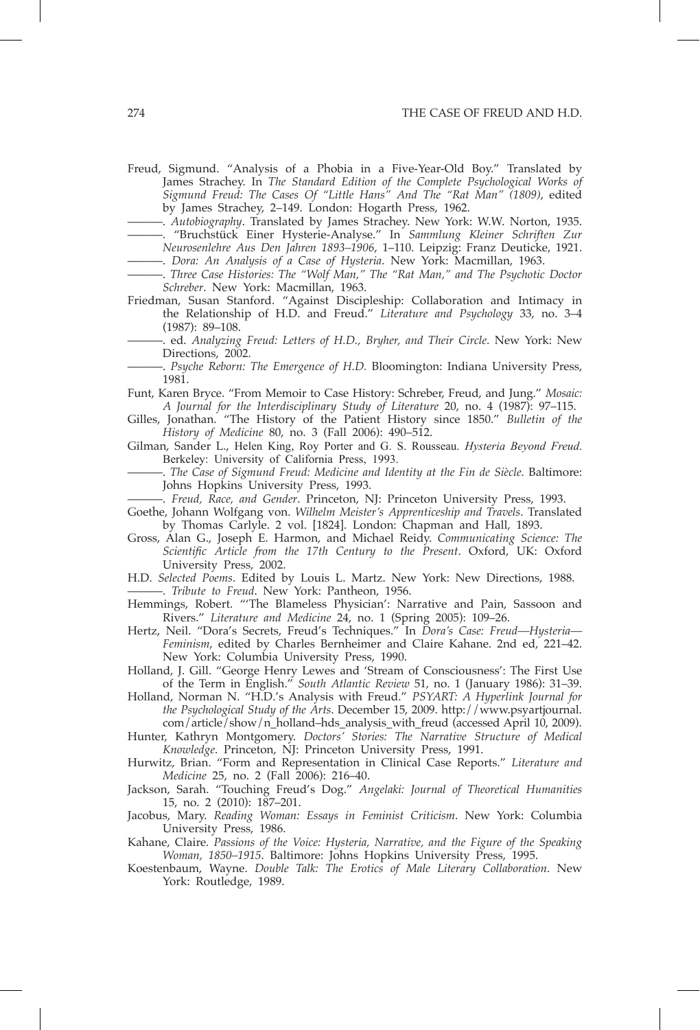Freud, Sigmund. "Analysis of a Phobia in a Five-Year-Old Boy." Translated by James Strachey. In *The Standard Edition of the Complete Psychological Works of Sigmund Freud: The Cases Of "Little Hans" And The "Rat Man" (1809)*, edited by James Strachey, 2–149. London: Hogarth Press, 1962.

———. *Autobiography*. Translated by James Strachey. New York: W.W. Norton, 1935.

———. "Bruchstück Einer Hysterie-Analyse." In *Sammlung Kleiner Schriften Zur Neurosenlehre Aus Den Jahren 1893–1906*, 1–110. Leipzig: Franz Deuticke, 1921.

———. *Dora: An Analysis of a Case of Hysteria*. New York: Macmillan, 1963.

———. *Three Case Histories: The "Wolf Man," The "Rat Man," and The Psychotic Doctor Schreber*. New York: Macmillan, 1963.

Friedman, Susan Stanford. "Against Discipleship: Collaboration and Intimacy in the Relationship of H.D. and Freud." *Literature and Psychology* 33, no. 3–4 (1987): 89–108.

———. ed. *Analyzing Freud: Letters of H.D., Bryher, and Their Circle*. New York: New Directions, 2002.

———. *Psyche Reborn: The Emergence of H.D.* Bloomington: Indiana University Press, 1981.

Funt, Karen Bryce. "From Memoir to Case History: Schreber, Freud, and Jung." *Mosaic: A Journal for the Interdisciplinary Study of Literature* 20, no. 4 (1987): 97–115.

Gilles, Jonathan. "The History of the Patient History since 1850." *Bulletin of the History of Medicine* 80, no. 3 (Fall 2006): 490–512.

Gilman, Sander L., Helen King, Roy Porter and G. S. Rousseau. *Hysteria Beyond Freud*. Berkeley: University of California Press, 1993.

———. *The Case of Sigmund Freud: Medicine and Identity at the Fin de Siècle*. Baltimore: Johns Hopkins University Press, 1993.

———. *Freud, Race, and Gender*. Princeton, NJ: Princeton University Press, 1993.

Goethe, Johann Wolfgang von. *Wilhelm Meister's Apprenticeship and Travels*. Translated by Thomas Carlyle. 2 vol. [1824]. London: Chapman and Hall, 1893.

Gross, Alan G., Joseph E. Harmon, and Michael Reidy. *Communicating Science: The Scientific Article from the 17th Century to the Present*. Oxford, UK: Oxford University Press, 2002.

H.D. *Selected Poems*. Edited by Louis L. Martz. New York: New Directions, 1988.

———. *Tribute to Freud*. New York: Pantheon, 1956.

Hemmings, Robert. "'The Blameless Physician': Narrative and Pain, Sassoon and Rivers." *Literature and Medicine* 24, no. 1 (Spring 2005): 109–26.

Hertz, Neil. "Dora's Secrets, Freud's Techniques." In *Dora's Case: Freud—Hysteria—Feminism*, edited by Charles Bernheimer and Claire Kahane. 2nd ed, 221–42. New York: Columbia University Press, 1990.

Holland, J. Gill. "George Henry Lewes and 'Stream of Consciousness': The First Use of the Term in English." *South Atlantic Review* 51, no. 1 (January 1986): 31–39.

Holland, Norman N. "H.D.'s Analysis with Freud." *PSYART: A Hyperlink Journal for the Psychological Study of the Arts*. December 15, 2009. http://www.psyartjournal.com/article/show/n_holland–hds_analysis_with_freud (accessed April 10, 2009).

Hunter, Kathryn Montgomery. *Doctors' Stories: The Narrative Structure of Medical Knowledge*. Princeton, NJ: Princeton University Press, 1991.

Hurwitz, Brian. "Form and Representation in Clinical Case Reports." *Literature and Medicine* 25, no. 2 (Fall 2006): 216–40.

Jackson, Sarah. "Touching Freud's Dog." *Angelaki: Journal of Theoretical Humanities* 15, no. 2 (2010): 187–201.

Jacobus, Mary. *Reading Woman: Essays in Feminist Criticism*. New York: Columbia University Press, 1986.

Kahane, Claire. *Passions of the Voice: Hysteria, Narrative, and the Figure of the Speaking Woman, 1850–1915*. Baltimore: Johns Hopkins University Press, 1995.

Koestenbaum, Wayne. *Double Talk: The Erotics of Male Literary Collaboration*. New York: Routledge, 1989.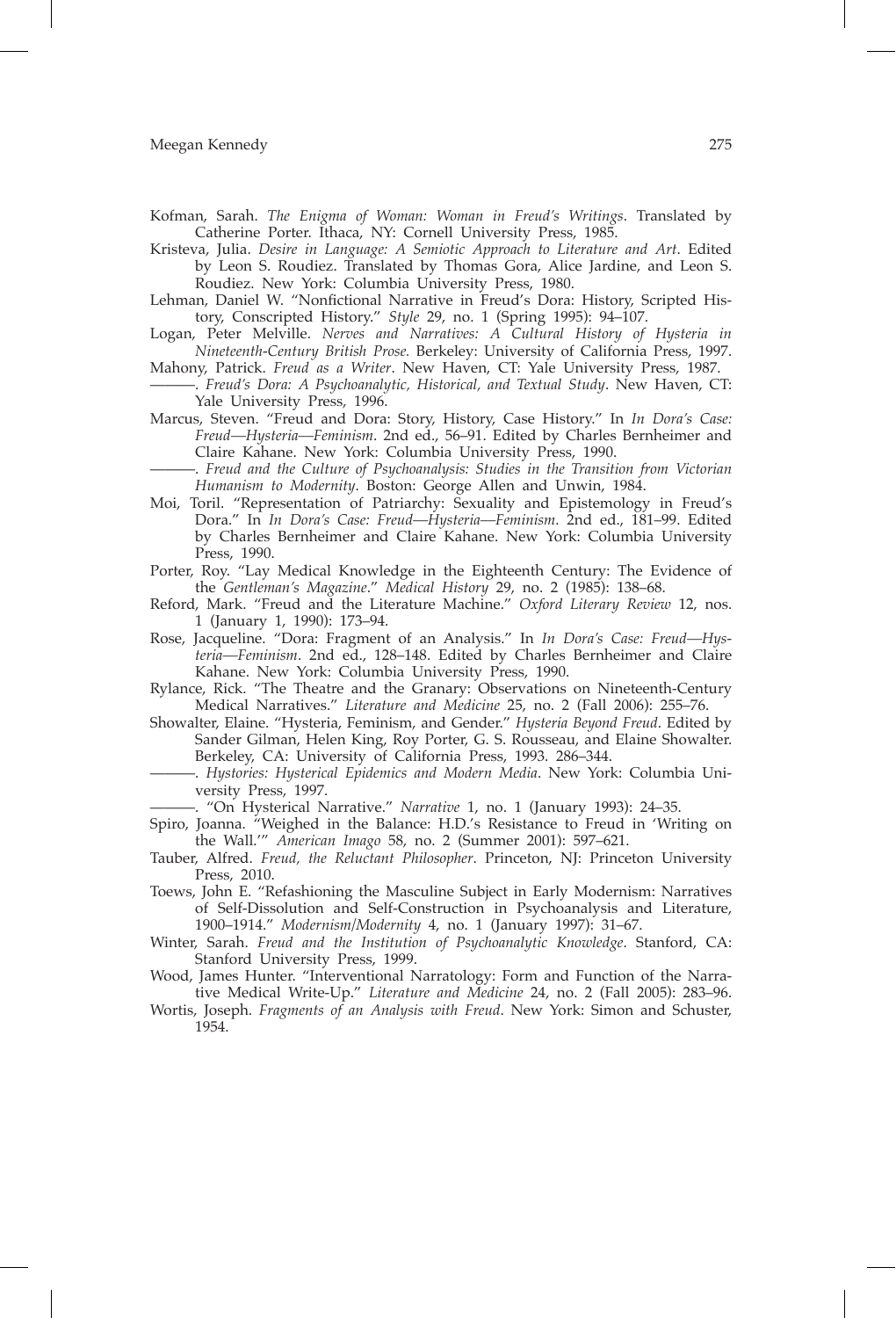Kofman, Sarah. *The Enigma of Woman: Woman in Freud's Writings*. Translated by Catherine Porter. Ithaca, NY: Cornell University Press, 1985.

Kristeva, Julia. *Desire in Language: A Semiotic Approach to Literature and Art*. Edited by Leon S. Roudiez. Translated by Thomas Gora, Alice Jardine, and Leon S. Roudiez. New York: Columbia University Press, 1980.

Lehman, Daniel W. "Nonfictional Narrative in Freud's Dora: History, Scripted History, Conscripted History." *Style* 29, no. 1 (Spring 1995): 94–107.

Logan, Peter Melville. *Nerves and Narratives: A Cultural History of Hysteria in Nineteenth-Century British Prose*. Berkeley: University of California Press, 1997.

Mahony, Patrick. *Freud as a Writer*. New Haven, CT: Yale University Press, 1987.

———. *Freud's Dora: A Psychoanalytic, Historical, and Textual Study*. New Haven, CT: Yale University Press, 1996.

Marcus, Steven. "Freud and Dora: Story, History, Case History." In *In Dora's Case: Freud—Hysteria—Feminism*. 2nd ed., 56–91. Edited by Charles Bernheimer and Claire Kahane. New York: Columbia University Press, 1990.

———. *Freud and the Culture of Psychoanalysis: Studies in the Transition from Victorian Humanism to Modernity*. Boston: George Allen and Unwin, 1984.

Moi, Toril. "Representation of Patriarchy: Sexuality and Epistemology in Freud's Dora." In *In Dora's Case: Freud—Hysteria—Feminism*. 2nd ed., 181–99. Edited by Charles Bernheimer and Claire Kahane. New York: Columbia University Press, 1990.

Porter, Roy. "Lay Medical Knowledge in the Eighteenth Century: The Evidence of the *Gentleman's Magazine*." *Medical History* 29, no. 2 (1985): 138–68.

Reford, Mark. "Freud and the Literature Machine." *Oxford Literary Review* 12, nos. 1 (January 1, 1990): 173–94.

Rose, Jacqueline. "Dora: Fragment of an Analysis." In *In Dora's Case: Freud—Hysteria—Feminism*. 2nd ed., 128–148. Edited by Charles Bernheimer and Claire Kahane. New York: Columbia University Press, 1990.

Rylance, Rick. "The Theatre and the Granary: Observations on Nineteenth-Century Medical Narratives." *Literature and Medicine* 25, no. 2 (Fall 2006): 255–76.

Showalter, Elaine. "Hysteria, Feminism, and Gender." *Hysteria Beyond Freud*. Edited by Sander Gilman, Helen King, Roy Porter, G. S. Rousseau, and Elaine Showalter. Berkeley, CA: University of California Press, 1993. 286–344.

———. *Hystories: Hysterical Epidemics and Modern Media*. New York: Columbia University Press, 1997.

———. "On Hysterical Narrative." *Narrative* 1, no. 1 (January 1993): 24–35.

Spiro, Joanna. "Weighed in the Balance: H.D.'s Resistance to Freud in 'Writing on the Wall.'" *American Imago* 58, no. 2 (Summer 2001): 597–621.

Tauber, Alfred. *Freud, the Reluctant Philosopher*. Princeton, NJ: Princeton University Press, 2010.

Toews, John E. "Refashioning the Masculine Subject in Early Modernism: Narratives of Self-Dissolution and Self-Construction in Psychoanalysis and Literature, 1900–1914." *Modernism/Modernity* 4, no. 1 (January 1997): 31–67.

Winter, Sarah. *Freud and the Institution of Psychoanalytic Knowledge*. Stanford, CA: Stanford University Press, 1999.

Wood, James Hunter. "Interventional Narratology: Form and Function of the Narrative Medical Write-Up." *Literature and Medicine* 24, no. 2 (Fall 2005): 283–96.

Wortis, Joseph. *Fragments of an Analysis with Freud*. New York: Simon and Schuster, 1954.